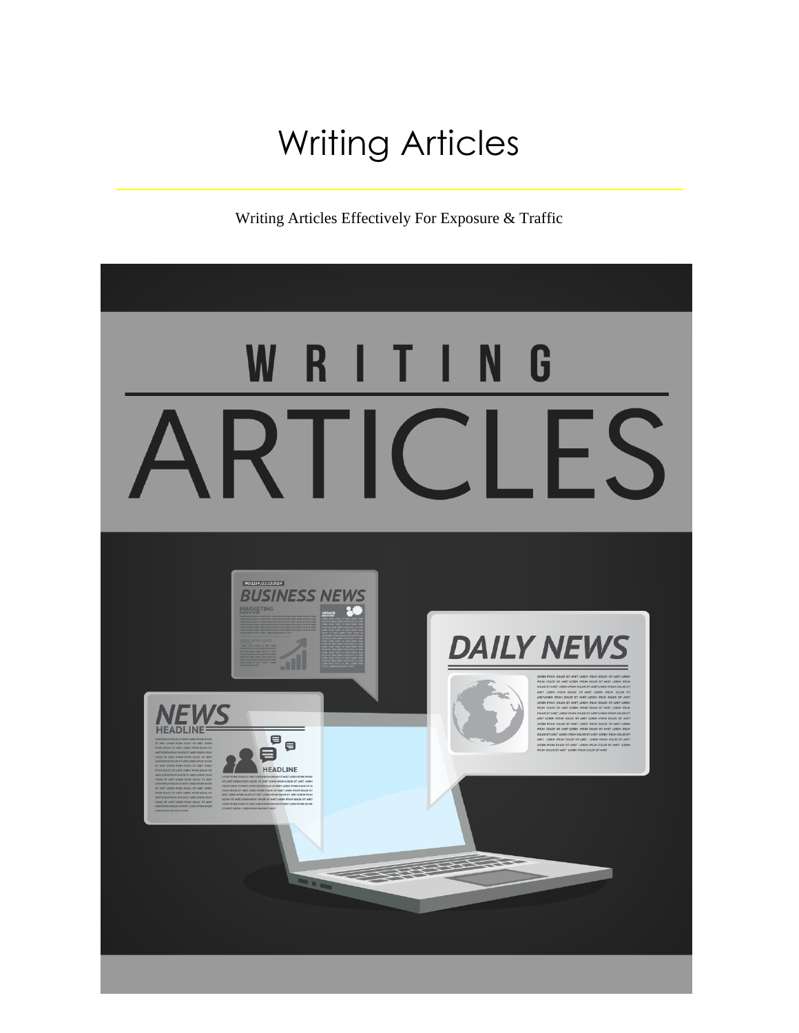# Writing Articles

Writing Articles Effectively For Exposure & Traffic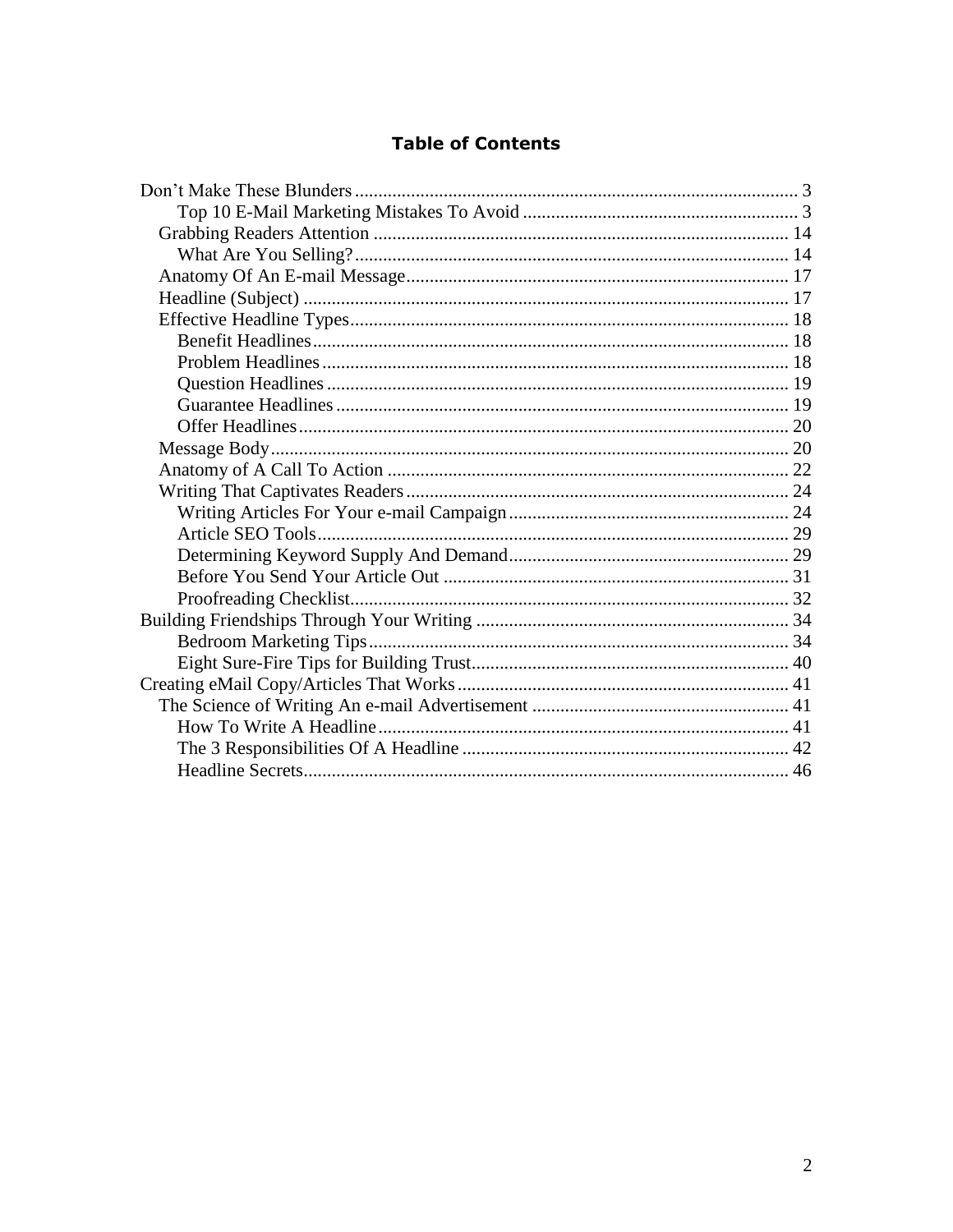## Table of Contents

- Don't Make These Blunders ... 3
    - Top 10 E-Mail Marketing Mistakes To Avoid ... 3
  - Grabbing Readers Attention ... 14
    - What Are You Selling? ... 14
  - Anatomy Of An E-mail Message ... 17
  - Headline (Subject) ... 17
  - Effective Headline Types ... 18
    - Benefit Headlines ... 18
    - Problem Headlines ... 18
    - Question Headlines ... 19
    - Guarantee Headlines ... 19
    - Offer Headlines ... 20
  - Message Body ... 20
  - Anatomy of A Call To Action ... 22
  - Writing That Captivates Readers ... 24
    - Writing Articles For Your e-mail Campaign ... 24
    - Article SEO Tools ... 29
    - Determining Keyword Supply And Demand ... 29
    - Before You Send Your Article Out ... 31
    - Proofreading Checklist ... 32
- Building Friendships Through Your Writing ... 34
    - Bedroom Marketing Tips ... 34
    - Eight Sure-Fire Tips for Building Trust ... 40
- Creating eMail Copy/Articles That Works ... 41
  - The Science of Writing An e-mail Advertisement ... 41
    - How To Write A Headline ... 41
    - The 3 Responsibilities Of A Headline ... 42
    - Headline Secrets ... 46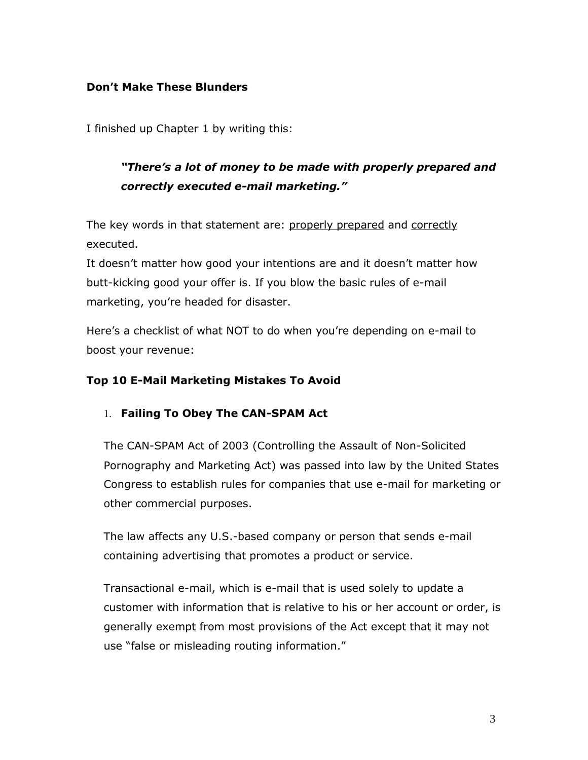**Don't Make These Blunders**

I finished up Chapter 1 by writing this:

> ***"There's a lot of money to be made with properly prepared and correctly executed e-mail marketing."***

The key words in that statement are: <u>properly prepared</u> and <u>correctly executed</u>.

It doesn't matter how good your intentions are and it doesn't matter how butt-kicking good your offer is. If you blow the basic rules of e-mail marketing, you're headed for disaster.

Here's a checklist of what NOT to do when you're depending on e-mail to boost your revenue:

**Top 10 E-Mail Marketing Mistakes To Avoid**

1. **Failing To Obey The CAN-SPAM Act**

   The CAN-SPAM Act of 2003 (Controlling the Assault of Non-Solicited Pornography and Marketing Act) was passed into law by the United States Congress to establish rules for companies that use e-mail for marketing or other commercial purposes.

   The law affects any U.S.-based company or person that sends e-mail containing advertising that promotes a product or service.

   Transactional e-mail, which is e-mail that is used solely to update a customer with information that is relative to his or her account or order, is generally exempt from most provisions of the Act except that it may not use "false or misleading routing information."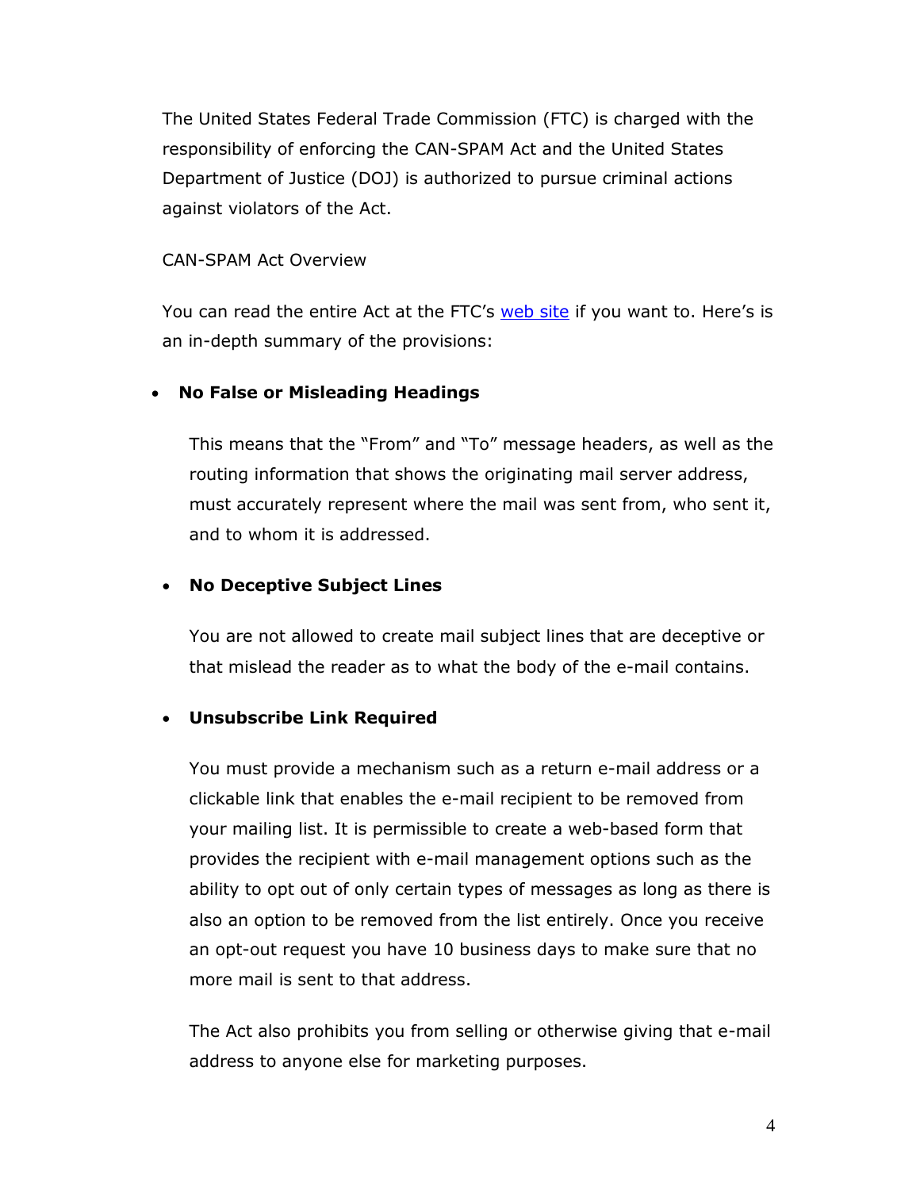The United States Federal Trade Commission (FTC) is charged with the responsibility of enforcing the CAN-SPAM Act and the United States Department of Justice (DOJ) is authorized to pursue criminal actions against violators of the Act.

CAN-SPAM Act Overview

You can read the entire Act at the FTC's web site if you want to. Here's is an in-depth summary of the provisions:

- **No False or Misleading Headings**

  This means that the "From" and "To" message headers, as well as the routing information that shows the originating mail server address, must accurately represent where the mail was sent from, who sent it, and to whom it is addressed.

- **No Deceptive Subject Lines**

  You are not allowed to create mail subject lines that are deceptive or that mislead the reader as to what the body of the e-mail contains.

- **Unsubscribe Link Required**

  You must provide a mechanism such as a return e-mail address or a clickable link that enables the e-mail recipient to be removed from your mailing list. It is permissible to create a web-based form that provides the recipient with e-mail management options such as the ability to opt out of only certain types of messages as long as there is also an option to be removed from the list entirely. Once you receive an opt-out request you have 10 business days to make sure that no more mail is sent to that address.

  The Act also prohibits you from selling or otherwise giving that e-mail address to anyone else for marketing purposes.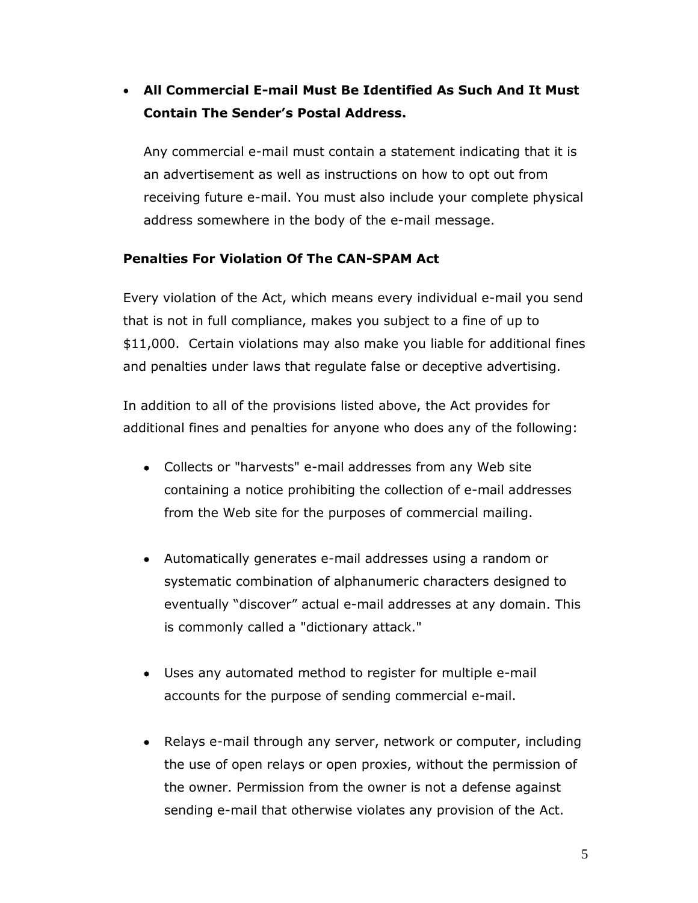- **All Commercial E-mail Must Be Identified As Such And It Must Contain The Sender's Postal Address.**

  Any commercial e-mail must contain a statement indicating that it is an advertisement as well as instructions on how to opt out from receiving future e-mail. You must also include your complete physical address somewhere in the body of the e-mail message.

**Penalties For Violation Of The CAN-SPAM Act**

Every violation of the Act, which means every individual e-mail you send that is not in full compliance, makes you subject to a fine of up to $11,000. Certain violations may also make you liable for additional fines and penalties under laws that regulate false or deceptive advertising.

In addition to all of the provisions listed above, the Act provides for additional fines and penalties for anyone who does any of the following:

- Collects or "harvests" e-mail addresses from any Web site containing a notice prohibiting the collection of e-mail addresses from the Web site for the purposes of commercial mailing.

- Automatically generates e-mail addresses using a random or systematic combination of alphanumeric characters designed to eventually "discover" actual e-mail addresses at any domain. This is commonly called a "dictionary attack."

- Uses any automated method to register for multiple e-mail accounts for the purpose of sending commercial e-mail.

- Relays e-mail through any server, network or computer, including the use of open relays or open proxies, without the permission of the owner. Permission from the owner is not a defense against sending e-mail that otherwise violates any provision of the Act.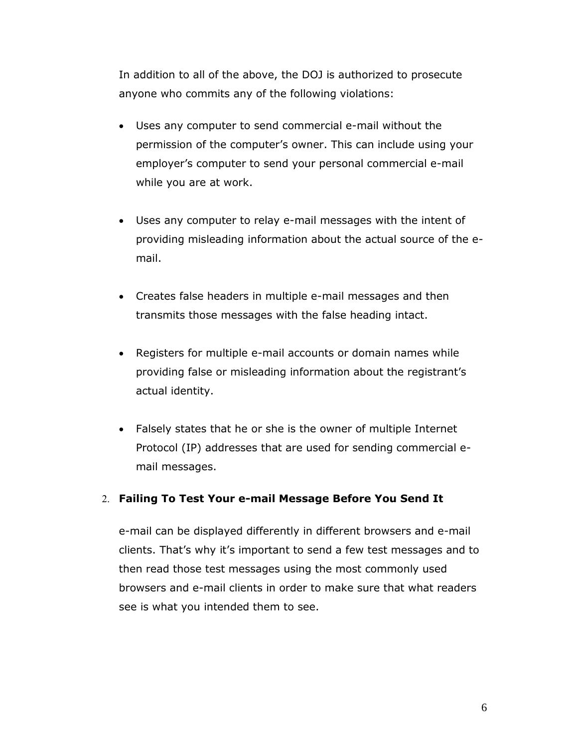In addition to all of the above, the DOJ is authorized to prosecute anyone who commits any of the following violations:

- Uses any computer to send commercial e-mail without the permission of the computer's owner. This can include using your employer's computer to send your personal commercial e-mail while you are at work.
- Uses any computer to relay e-mail messages with the intent of providing misleading information about the actual source of the e-mail.
- Creates false headers in multiple e-mail messages and then transmits those messages with the false heading intact.
- Registers for multiple e-mail accounts or domain names while providing false or misleading information about the registrant's actual identity.
- Falsely states that he or she is the owner of multiple Internet Protocol (IP) addresses that are used for sending commercial e-mail messages.

2. **Failing To Test Your e-mail Message Before You Send It**

e-mail can be displayed differently in different browsers and e-mail clients. That's why it's important to send a few test messages and to then read those test messages using the most commonly used browsers and e-mail clients in order to make sure that what readers see is what you intended them to see.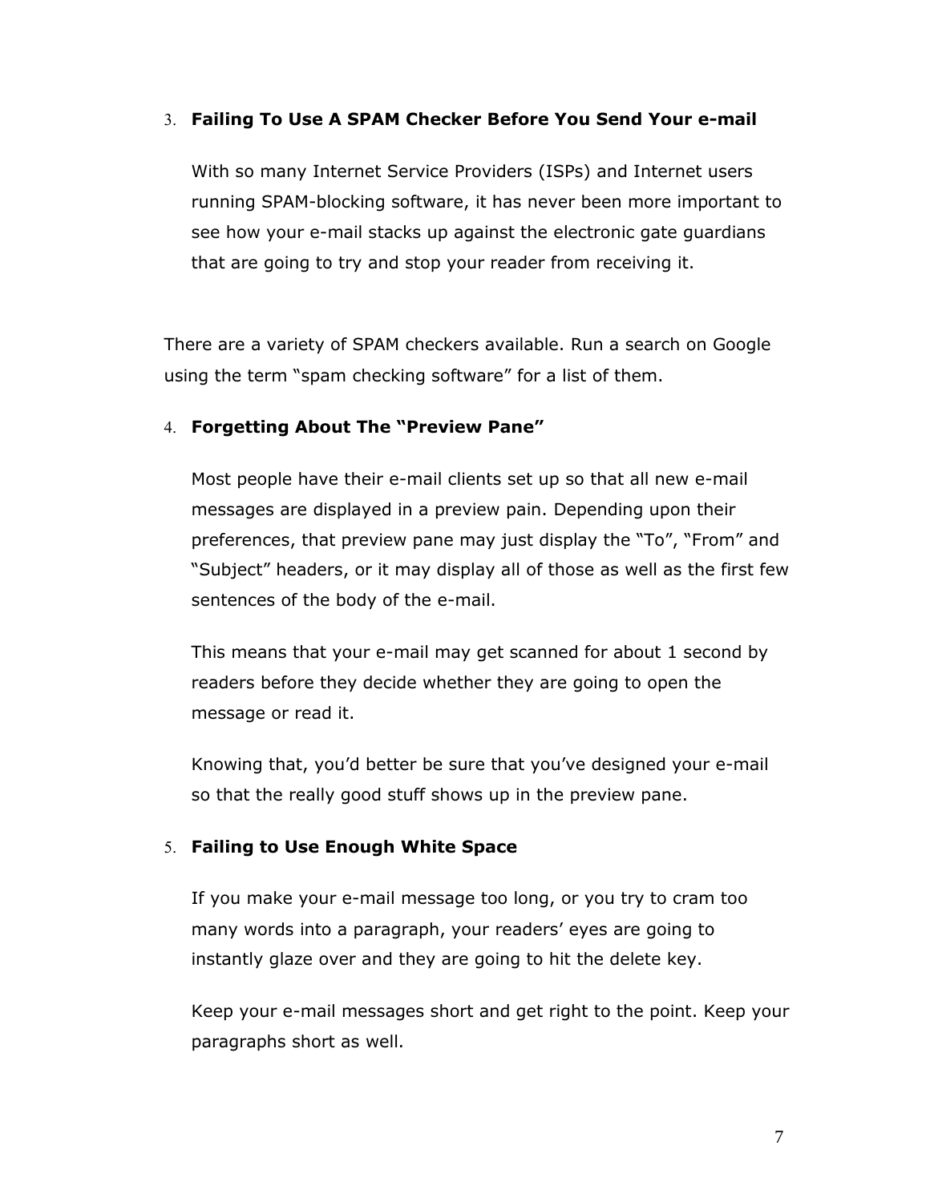3. **Failing To Use A SPAM Checker Before You Send Your e-mail**

   With so many Internet Service Providers (ISPs) and Internet users running SPAM-blocking software, it has never been more important to see how your e-mail stacks up against the electronic gate guardians that are going to try and stop your reader from receiving it.

There are a variety of SPAM checkers available. Run a search on Google using the term "spam checking software" for a list of them.

4. **Forgetting About The "Preview Pane"**

   Most people have their e-mail clients set up so that all new e-mail messages are displayed in a preview pain. Depending upon their preferences, that preview pane may just display the "To", "From" and "Subject" headers, or it may display all of those as well as the first few sentences of the body of the e-mail.

   This means that your e-mail may get scanned for about 1 second by readers before they decide whether they are going to open the message or read it.

   Knowing that, you'd better be sure that you've designed your e-mail so that the really good stuff shows up in the preview pane.

5. **Failing to Use Enough White Space**

   If you make your e-mail message too long, or you try to cram too many words into a paragraph, your readers' eyes are going to instantly glaze over and they are going to hit the delete key.

   Keep your e-mail messages short and get right to the point. Keep your paragraphs short as well.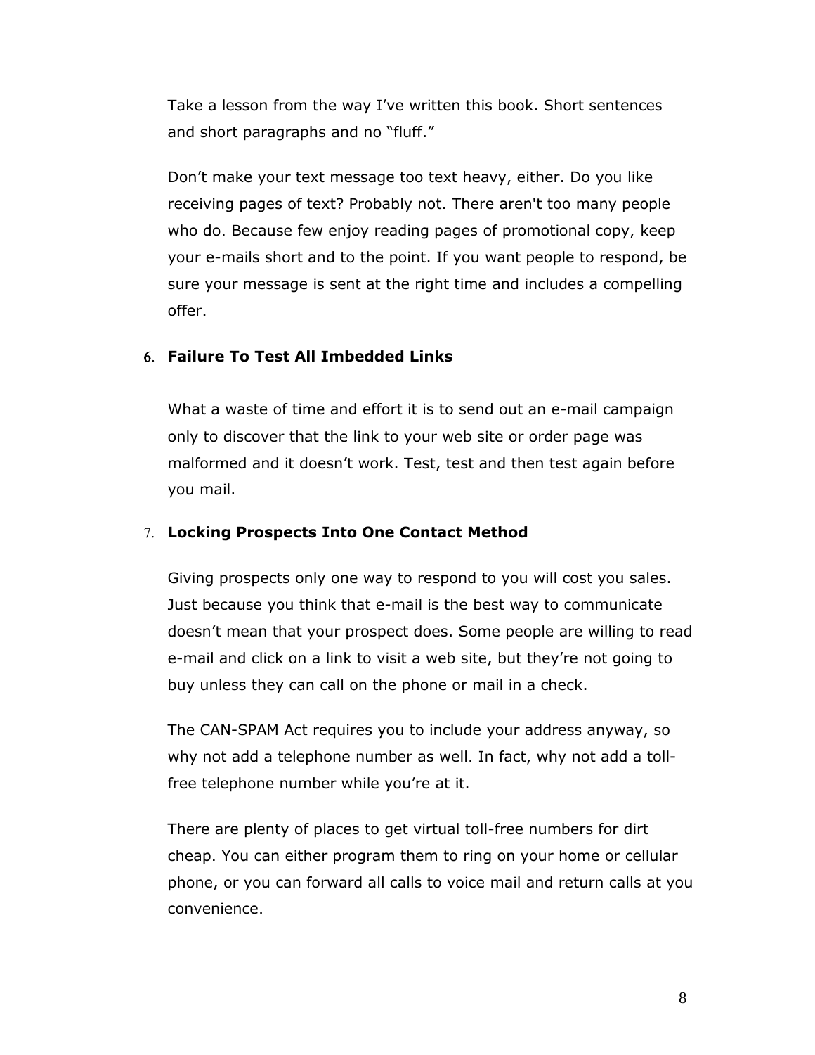Take a lesson from the way I've written this book. Short sentences and short paragraphs and no "fluff."

Don't make your text message too text heavy, either. Do you like receiving pages of text? Probably not. There aren't too many people who do. Because few enjoy reading pages of promotional copy, keep your e-mails short and to the point. If you want people to respond, be sure your message is sent at the right time and includes a compelling offer.

6. **Failure To Test All Imbedded Links**

   What a waste of time and effort it is to send out an e-mail campaign only to discover that the link to your web site or order page was malformed and it doesn't work. Test, test and then test again before you mail.

7. **Locking Prospects Into One Contact Method**

   Giving prospects only one way to respond to you will cost you sales. Just because you think that e-mail is the best way to communicate doesn't mean that your prospect does. Some people are willing to read e-mail and click on a link to visit a web site, but they're not going to buy unless they can call on the phone or mail in a check.

   The CAN-SPAM Act requires you to include your address anyway, so why not add a telephone number as well. In fact, why not add a toll-free telephone number while you're at it.

   There are plenty of places to get virtual toll-free numbers for dirt cheap. You can either program them to ring on your home or cellular phone, or you can forward all calls to voice mail and return calls at you convenience.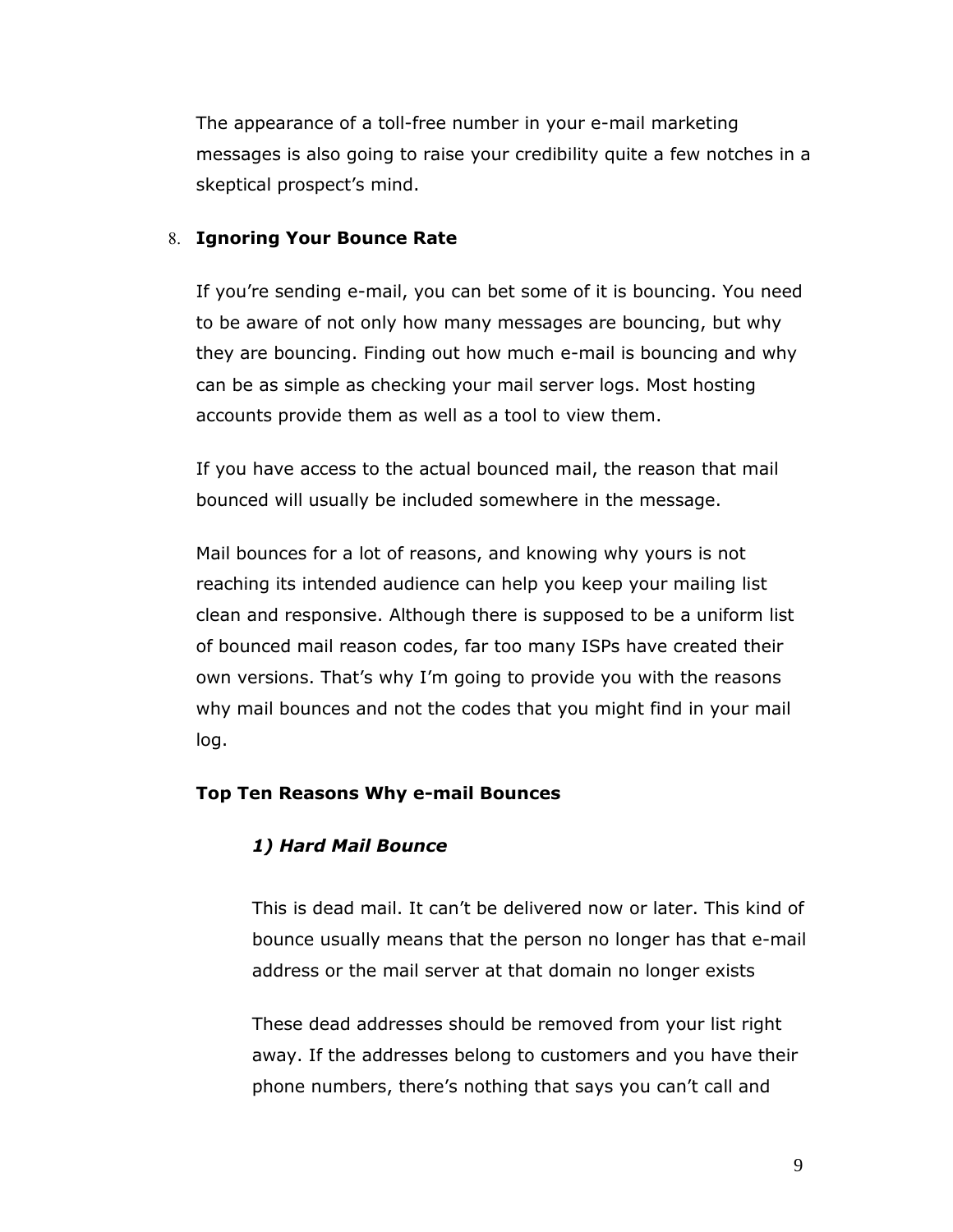The appearance of a toll-free number in your e-mail marketing messages is also going to raise your credibility quite a few notches in a skeptical prospect's mind.

8. **Ignoring Your Bounce Rate**

If you're sending e-mail, you can bet some of it is bouncing. You need to be aware of not only how many messages are bouncing, but why they are bouncing. Finding out how much e-mail is bouncing and why can be as simple as checking your mail server logs. Most hosting accounts provide them as well as a tool to view them.

If you have access to the actual bounced mail, the reason that mail bounced will usually be included somewhere in the message.

Mail bounces for a lot of reasons, and knowing why yours is not reaching its intended audience can help you keep your mailing list clean and responsive. Although there is supposed to be a uniform list of bounced mail reason codes, far too many ISPs have created their own versions. That's why I'm going to provide you with the reasons why mail bounces and not the codes that you might find in your mail log.

**Top Ten Reasons Why e-mail Bounces**

***1) Hard Mail Bounce***

This is dead mail. It can't be delivered now or later. This kind of bounce usually means that the person no longer has that e-mail address or the mail server at that domain no longer exists

These dead addresses should be removed from your list right away. If the addresses belong to customers and you have their phone numbers, there's nothing that says you can't call and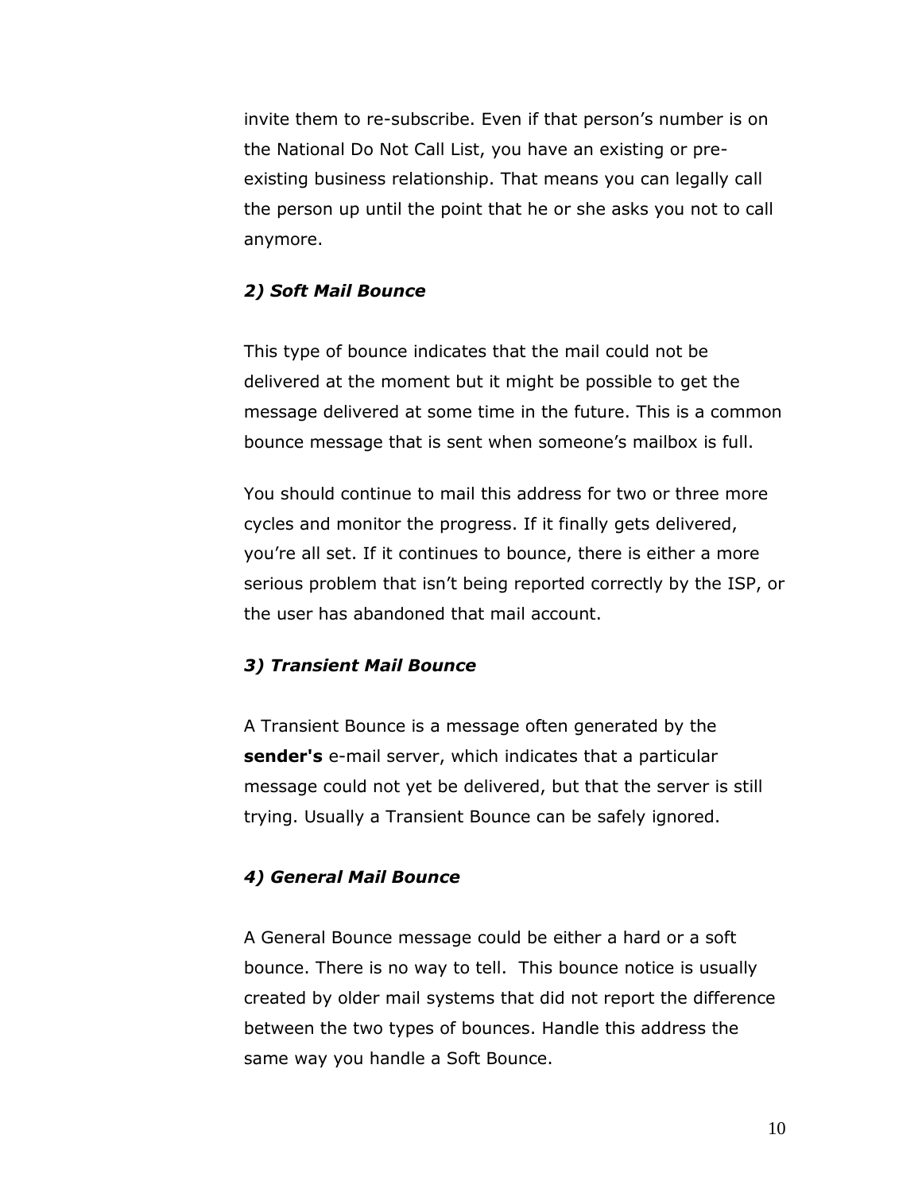invite them to re-subscribe. Even if that person's number is on the National Do Not Call List, you have an existing or pre-existing business relationship. That means you can legally call the person up until the point that he or she asks you not to call anymore.

### *2) Soft Mail Bounce*

This type of bounce indicates that the mail could not be delivered at the moment but it might be possible to get the message delivered at some time in the future. This is a common bounce message that is sent when someone's mailbox is full.

You should continue to mail this address for two or three more cycles and monitor the progress. If it finally gets delivered, you're all set. If it continues to bounce, there is either a more serious problem that isn't being reported correctly by the ISP, or the user has abandoned that mail account.

### *3) Transient Mail Bounce*

A Transient Bounce is a message often generated by the **sender's** e-mail server, which indicates that a particular message could not yet be delivered, but that the server is still trying. Usually a Transient Bounce can be safely ignored.

### *4) General Mail Bounce*

A General Bounce message could be either a hard or a soft bounce. There is no way to tell. This bounce notice is usually created by older mail systems that did not report the difference between the two types of bounces. Handle this address the same way you handle a Soft Bounce.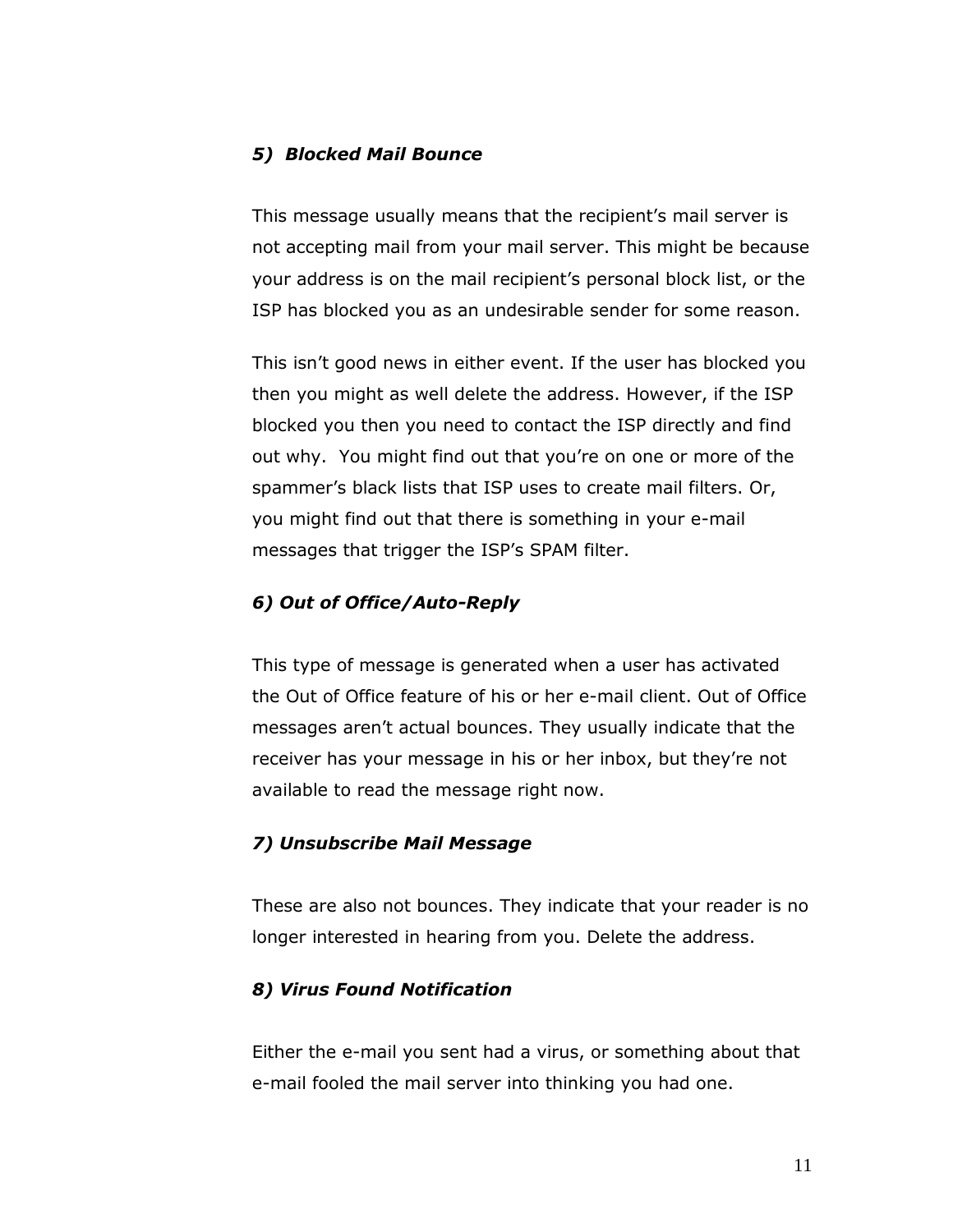### *5) Blocked Mail Bounce*

This message usually means that the recipient's mail server is not accepting mail from your mail server. This might be because your address is on the mail recipient's personal block list, or the ISP has blocked you as an undesirable sender for some reason.

This isn't good news in either event. If the user has blocked you then you might as well delete the address. However, if the ISP blocked you then you need to contact the ISP directly and find out why. You might find out that you're on one or more of the spammer's black lists that ISP uses to create mail filters. Or, you might find out that there is something in your e-mail messages that trigger the ISP's SPAM filter.

### *6) Out of Office/Auto-Reply*

This type of message is generated when a user has activated the Out of Office feature of his or her e-mail client. Out of Office messages aren't actual bounces. They usually indicate that the receiver has your message in his or her inbox, but they're not available to read the message right now.

### *7) Unsubscribe Mail Message*

These are also not bounces. They indicate that your reader is no longer interested in hearing from you. Delete the address.

### *8) Virus Found Notification*

Either the e-mail you sent had a virus, or something about that e-mail fooled the mail server into thinking you had one.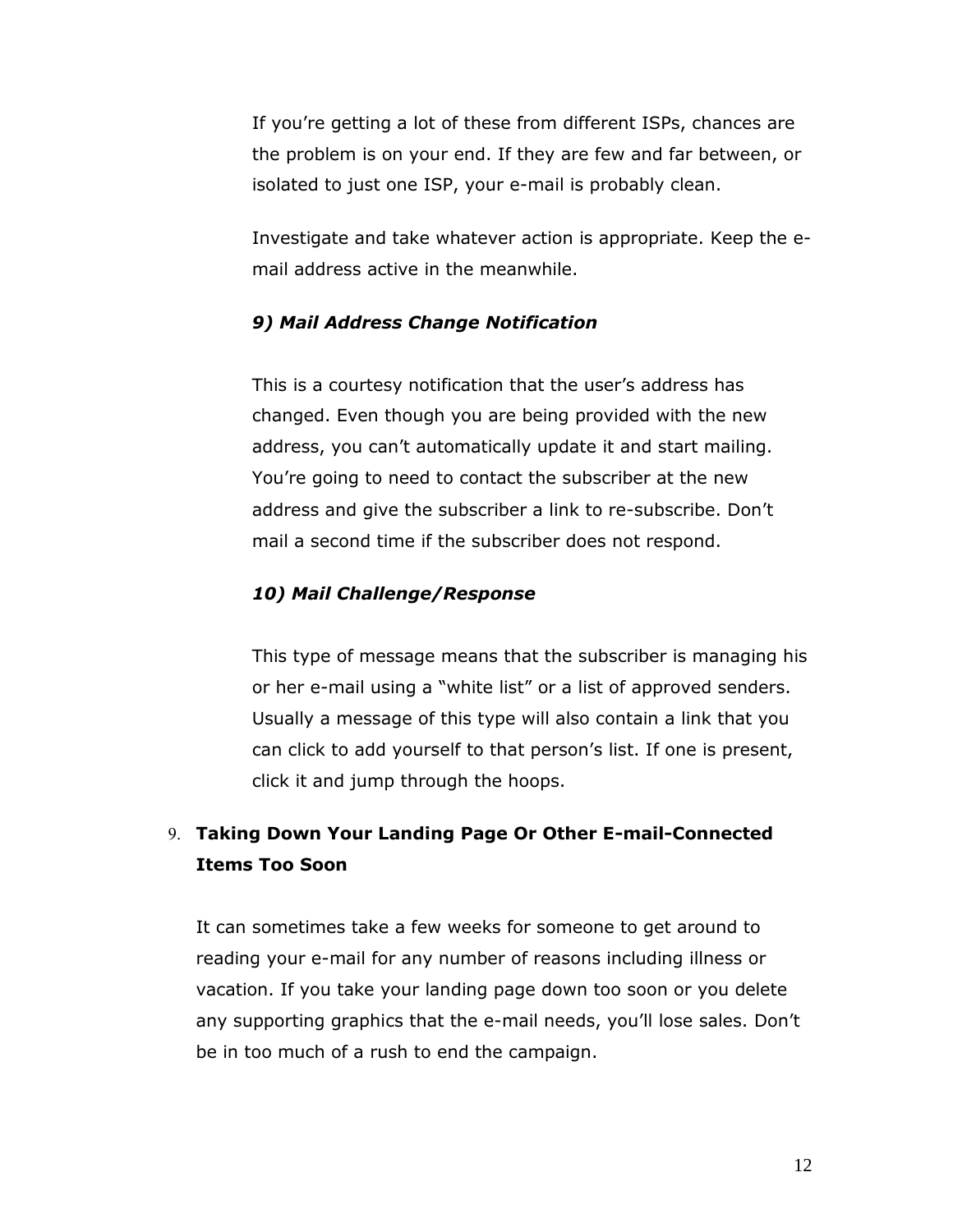If you're getting a lot of these from different ISPs, chances are the problem is on your end. If they are few and far between, or isolated to just one ISP, your e-mail is probably clean.

Investigate and take whatever action is appropriate. Keep the e-mail address active in the meanwhile.

***9) Mail Address Change Notification***

This is a courtesy notification that the user's address has changed. Even though you are being provided with the new address, you can't automatically update it and start mailing. You're going to need to contact the subscriber at the new address and give the subscriber a link to re-subscribe. Don't mail a second time if the subscriber does not respond.

***10) Mail Challenge/Response***

This type of message means that the subscriber is managing his or her e-mail using a "white list" or a list of approved senders. Usually a message of this type will also contain a link that you can click to add yourself to that person's list. If one is present, click it and jump through the hoops.

9. **Taking Down Your Landing Page Or Other E-mail-Connected Items Too Soon**

It can sometimes take a few weeks for someone to get around to reading your e-mail for any number of reasons including illness or vacation. If you take your landing page down too soon or you delete any supporting graphics that the e-mail needs, you'll lose sales. Don't be in too much of a rush to end the campaign.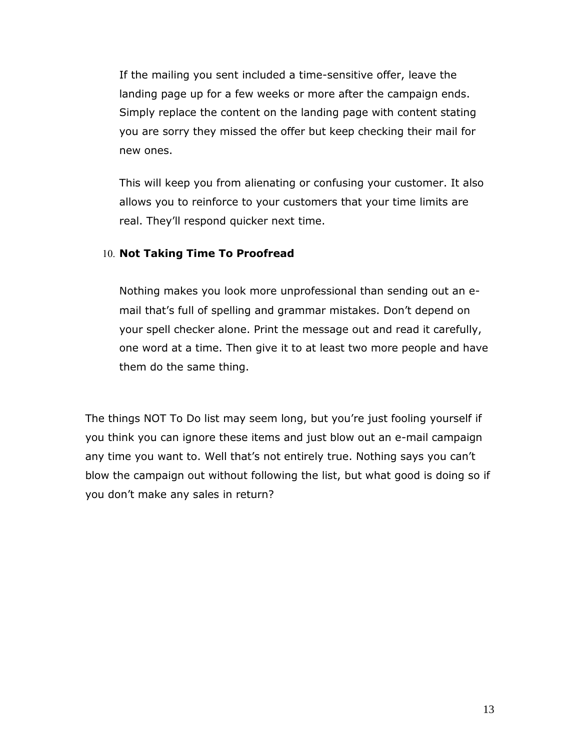If the mailing you sent included a time-sensitive offer, leave the landing page up for a few weeks or more after the campaign ends. Simply replace the content on the landing page with content stating you are sorry they missed the offer but keep checking their mail for new ones.

This will keep you from alienating or confusing your customer. It also allows you to reinforce to your customers that your time limits are real. They'll respond quicker next time.

10. **Not Taking Time To Proofread**

    Nothing makes you look more unprofessional than sending out an e-mail that's full of spelling and grammar mistakes. Don't depend on your spell checker alone. Print the message out and read it carefully, one word at a time. Then give it to at least two more people and have them do the same thing.

The things NOT To Do list may seem long, but you're just fooling yourself if you think you can ignore these items and just blow out an e-mail campaign any time you want to. Well that's not entirely true. Nothing says you can't blow the campaign out without following the list, but what good is doing so if you don't make any sales in return?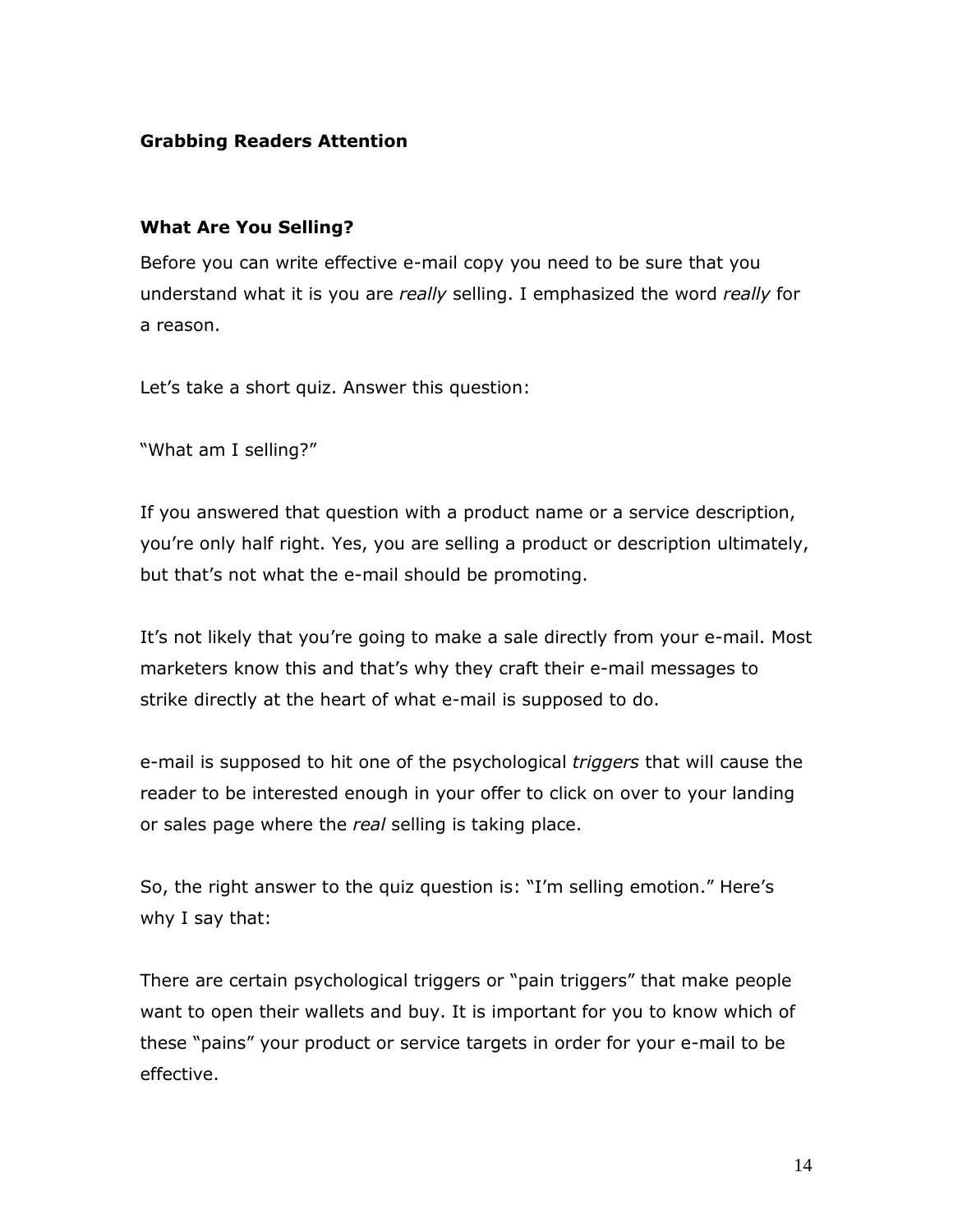## Grabbing Readers Attention

### What Are You Selling?

Before you can write effective e-mail copy you need to be sure that you understand what it is you are *really* selling. I emphasized the word *really* for a reason.

Let's take a short quiz. Answer this question:

"What am I selling?"

If you answered that question with a product name or a service description, you're only half right. Yes, you are selling a product or description ultimately, but that's not what the e-mail should be promoting.

It's not likely that you're going to make a sale directly from your e-mail. Most marketers know this and that's why they craft their e-mail messages to strike directly at the heart of what e-mail is supposed to do.

e-mail is supposed to hit one of the psychological *triggers* that will cause the reader to be interested enough in your offer to click on over to your landing or sales page where the *real* selling is taking place.

So, the right answer to the quiz question is: "I'm selling emotion." Here's why I say that:

There are certain psychological triggers or "pain triggers" that make people want to open their wallets and buy. It is important for you to know which of these "pains" your product or service targets in order for your e-mail to be effective.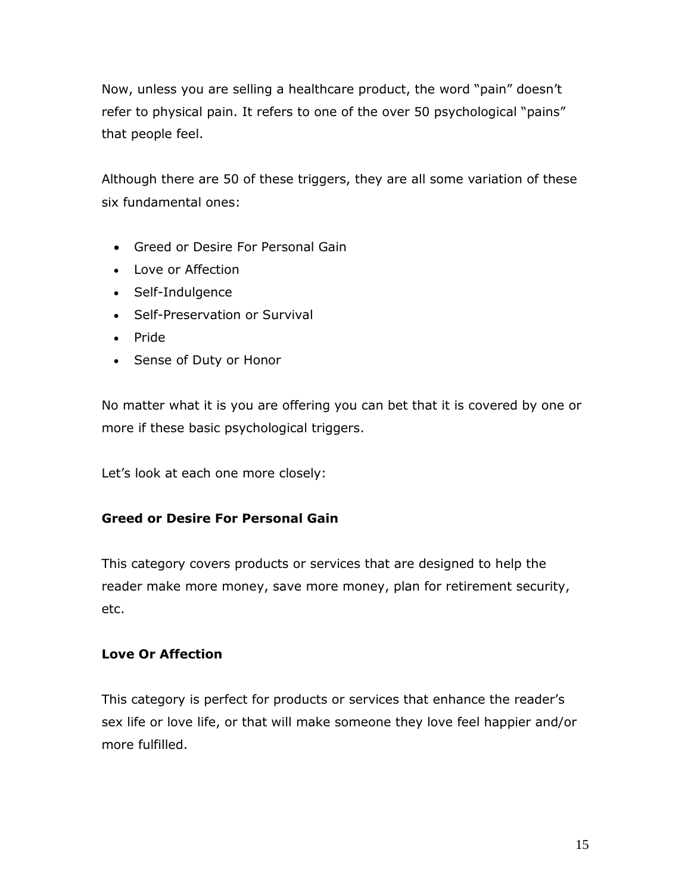Now, unless you are selling a healthcare product, the word "pain" doesn't refer to physical pain. It refers to one of the over 50 psychological "pains" that people feel.

Although there are 50 of these triggers, they are all some variation of these six fundamental ones:

- Greed or Desire For Personal Gain
- Love or Affection
- Self-Indulgence
- Self-Preservation or Survival
- Pride
- Sense of Duty or Honor

No matter what it is you are offering you can bet that it is covered by one or more if these basic psychological triggers.

Let's look at each one more closely:

**Greed or Desire For Personal Gain**

This category covers products or services that are designed to help the reader make more money, save more money, plan for retirement security, etc.

**Love Or Affection**

This category is perfect for products or services that enhance the reader's sex life or love life, or that will make someone they love feel happier and/or more fulfilled.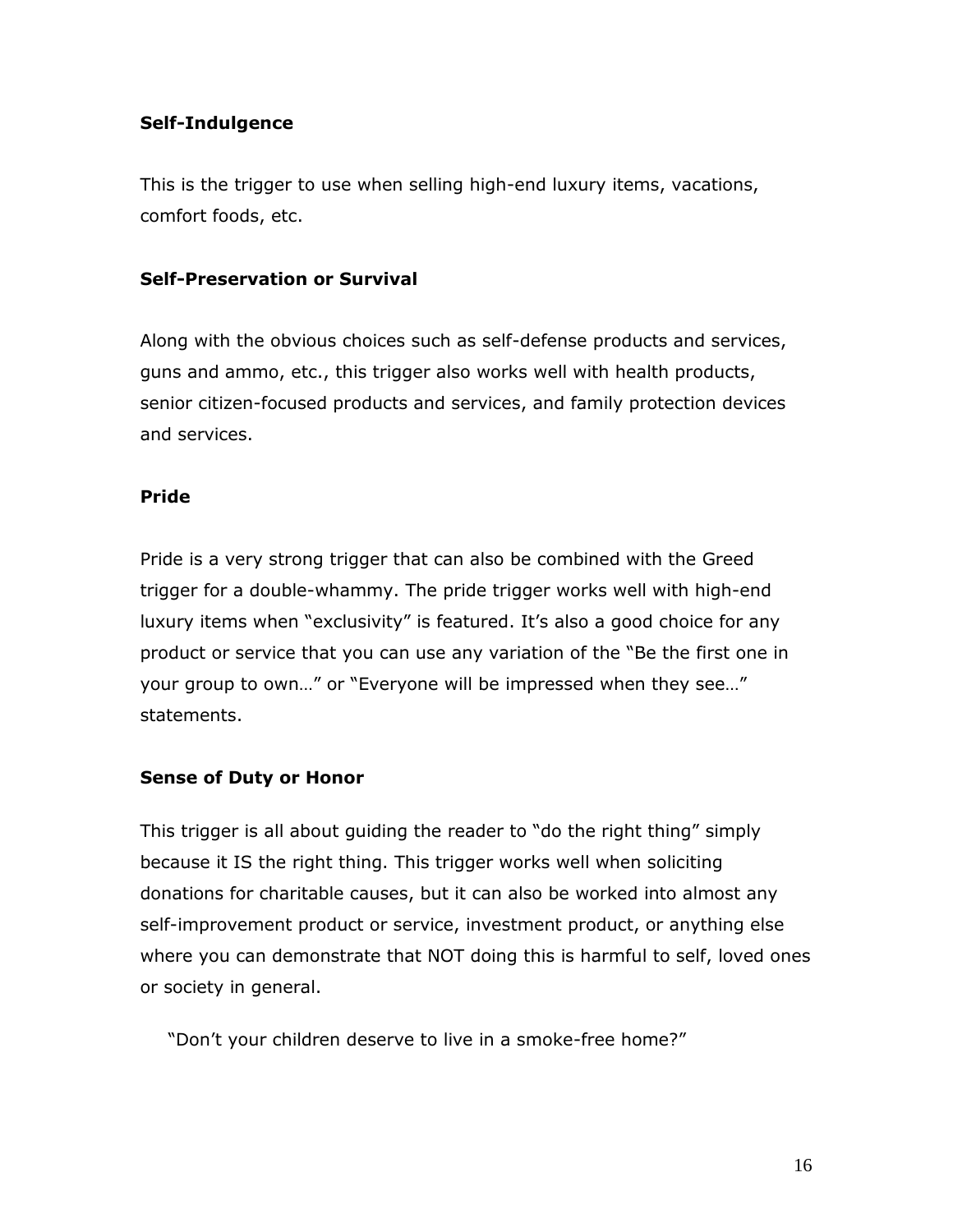**Self-Indulgence**

This is the trigger to use when selling high-end luxury items, vacations, comfort foods, etc.

**Self-Preservation or Survival**

Along with the obvious choices such as self-defense products and services, guns and ammo, etc., this trigger also works well with health products, senior citizen-focused products and services, and family protection devices and services.

**Pride**

Pride is a very strong trigger that can also be combined with the Greed trigger for a double-whammy. The pride trigger works well with high-end luxury items when "exclusivity" is featured. It's also a good choice for any product or service that you can use any variation of the "Be the first one in your group to own…" or "Everyone will be impressed when they see…" statements.

**Sense of Duty or Honor**

This trigger is all about guiding the reader to "do the right thing" simply because it IS the right thing. This trigger works well when soliciting donations for charitable causes, but it can also be worked into almost any self-improvement product or service, investment product, or anything else where you can demonstrate that NOT doing this is harmful to self, loved ones or society in general.

"Don't your children deserve to live in a smoke-free home?"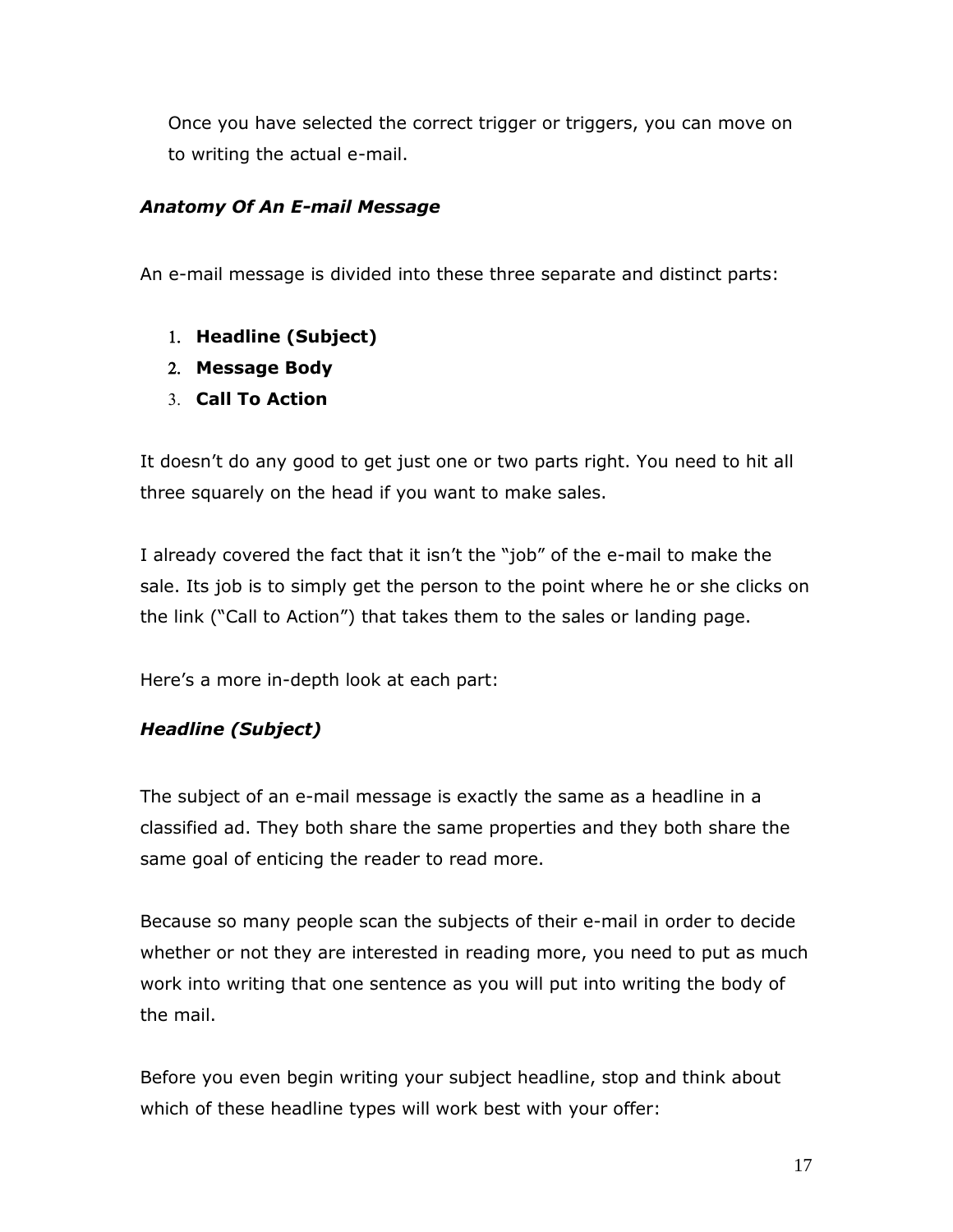Once you have selected the correct trigger or triggers, you can move on to writing the actual e-mail.

***Anatomy Of An E-mail Message***

An e-mail message is divided into these three separate and distinct parts:

1. **Headline (Subject)**
2. **Message Body**
3. **Call To Action**

It doesn't do any good to get just one or two parts right. You need to hit all three squarely on the head if you want to make sales.

I already covered the fact that it isn't the "job" of the e-mail to make the sale. Its job is to simply get the person to the point where he or she clicks on the link ("Call to Action") that takes them to the sales or landing page.

Here's a more in-depth look at each part:

***Headline (Subject)***

The subject of an e-mail message is exactly the same as a headline in a classified ad. They both share the same properties and they both share the same goal of enticing the reader to read more.

Because so many people scan the subjects of their e-mail in order to decide whether or not they are interested in reading more, you need to put as much work into writing that one sentence as you will put into writing the body of the mail.

Before you even begin writing your subject headline, stop and think about which of these headline types will work best with your offer: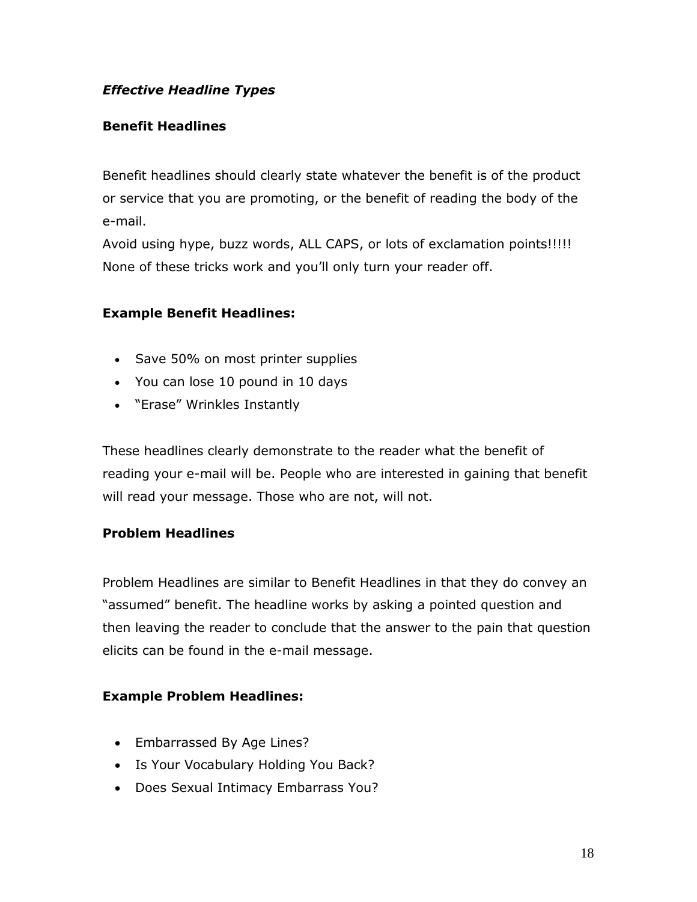***Effective Headline Types***

**Benefit Headlines**

Benefit headlines should clearly state whatever the benefit is of the product or service that you are promoting, or the benefit of reading the body of the e-mail.
Avoid using hype, buzz words, ALL CAPS, or lots of exclamation points!!!!! None of these tricks work and you'll only turn your reader off.

**Example Benefit Headlines:**

- Save 50% on most printer supplies
- You can lose 10 pound in 10 days
- "Erase" Wrinkles Instantly

These headlines clearly demonstrate to the reader what the benefit of reading your e-mail will be. People who are interested in gaining that benefit will read your message. Those who are not, will not.

**Problem Headlines**

Problem Headlines are similar to Benefit Headlines in that they do convey an "assumed" benefit. The headline works by asking a pointed question and then leaving the reader to conclude that the answer to the pain that question elicits can be found in the e-mail message.

**Example Problem Headlines:**

- Embarrassed By Age Lines?
- Is Your Vocabulary Holding You Back?
- Does Sexual Intimacy Embarrass You?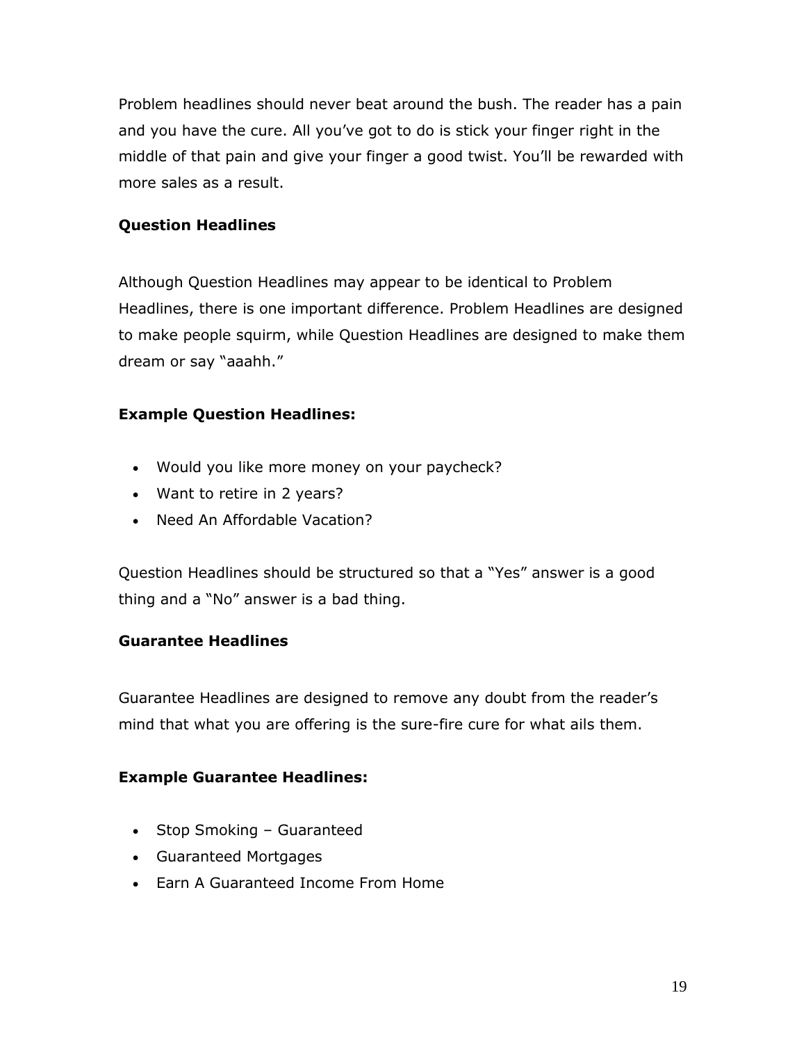Problem headlines should never beat around the bush. The reader has a pain and you have the cure. All you've got to do is stick your finger right in the middle of that pain and give your finger a good twist. You'll be rewarded with more sales as a result.

### Question Headlines

Although Question Headlines may appear to be identical to Problem Headlines, there is one important difference. Problem Headlines are designed to make people squirm, while Question Headlines are designed to make them dream or say "aaahh."

**Example Question Headlines:**

- Would you like more money on your paycheck?
- Want to retire in 2 years?
- Need An Affordable Vacation?

Question Headlines should be structured so that a "Yes" answer is a good thing and a "No" answer is a bad thing.

### Guarantee Headlines

Guarantee Headlines are designed to remove any doubt from the reader's mind that what you are offering is the sure-fire cure for what ails them.

**Example Guarantee Headlines:**

- Stop Smoking – Guaranteed
- Guaranteed Mortgages
- Earn A Guaranteed Income From Home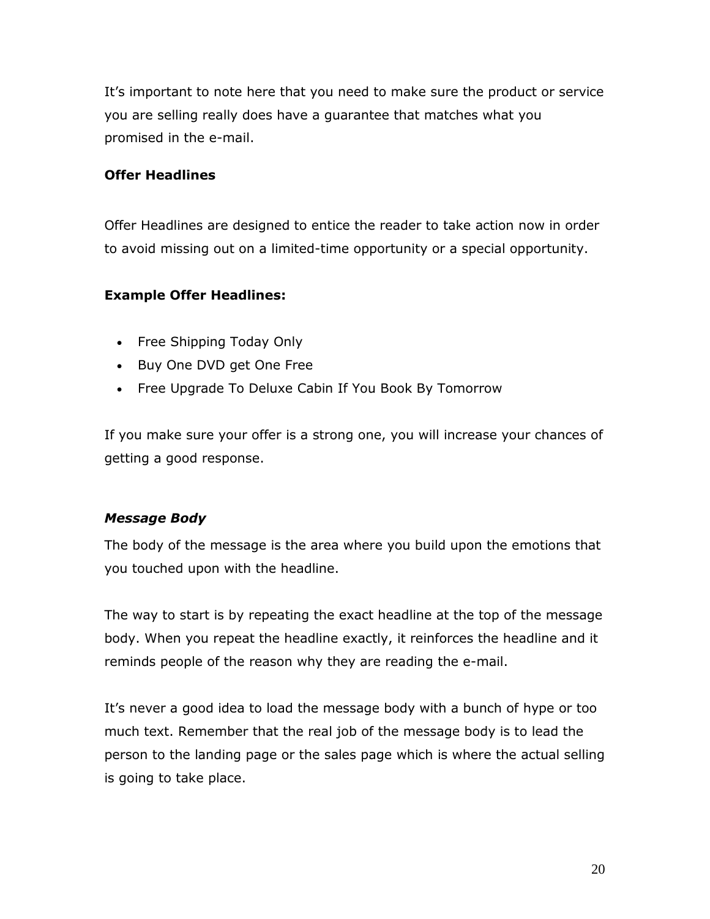It's important to note here that you need to make sure the product or service you are selling really does have a guarantee that matches what you promised in the e-mail.

**Offer Headlines**

Offer Headlines are designed to entice the reader to take action now in order to avoid missing out on a limited-time opportunity or a special opportunity.

**Example Offer Headlines:**

- Free Shipping Today Only
- Buy One DVD get One Free
- Free Upgrade To Deluxe Cabin If You Book By Tomorrow

If you make sure your offer is a strong one, you will increase your chances of getting a good response.

***Message Body***

The body of the message is the area where you build upon the emotions that you touched upon with the headline.

The way to start is by repeating the exact headline at the top of the message body. When you repeat the headline exactly, it reinforces the headline and it reminds people of the reason why they are reading the e-mail.

It's never a good idea to load the message body with a bunch of hype or too much text. Remember that the real job of the message body is to lead the person to the landing page or the sales page which is where the actual selling is going to take place.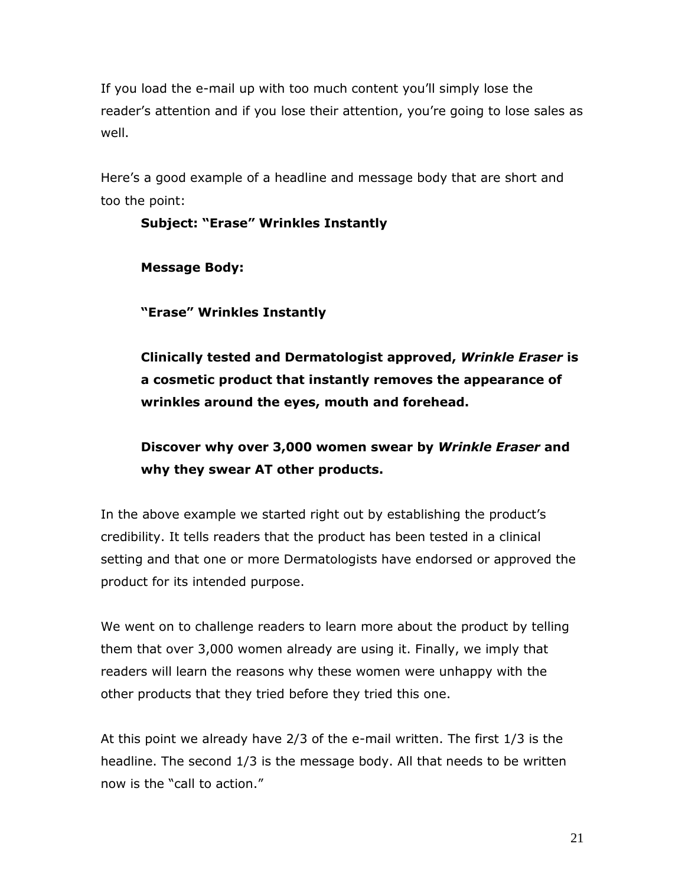If you load the e-mail up with too much content you'll simply lose the reader's attention and if you lose their attention, you're going to lose sales as well.

Here's a good example of a headline and message body that are short and too the point:

> **Subject: "Erase" Wrinkles Instantly**
>
> **Message Body:**
>
> **"Erase" Wrinkles Instantly**
>
> **Clinically tested and Dermatologist approved, *Wrinkle Eraser* is a cosmetic product that instantly removes the appearance of wrinkles around the eyes, mouth and forehead.**
>
> **Discover why over 3,000 women swear by *Wrinkle Eraser* and why they swear AT other products.**

In the above example we started right out by establishing the product's credibility. It tells readers that the product has been tested in a clinical setting and that one or more Dermatologists have endorsed or approved the product for its intended purpose.

We went on to challenge readers to learn more about the product by telling them that over 3,000 women already are using it. Finally, we imply that readers will learn the reasons why these women were unhappy with the other products that they tried before they tried this one.

At this point we already have 2/3 of the e-mail written. The first 1/3 is the headline. The second 1/3 is the message body. All that needs to be written now is the "call to action."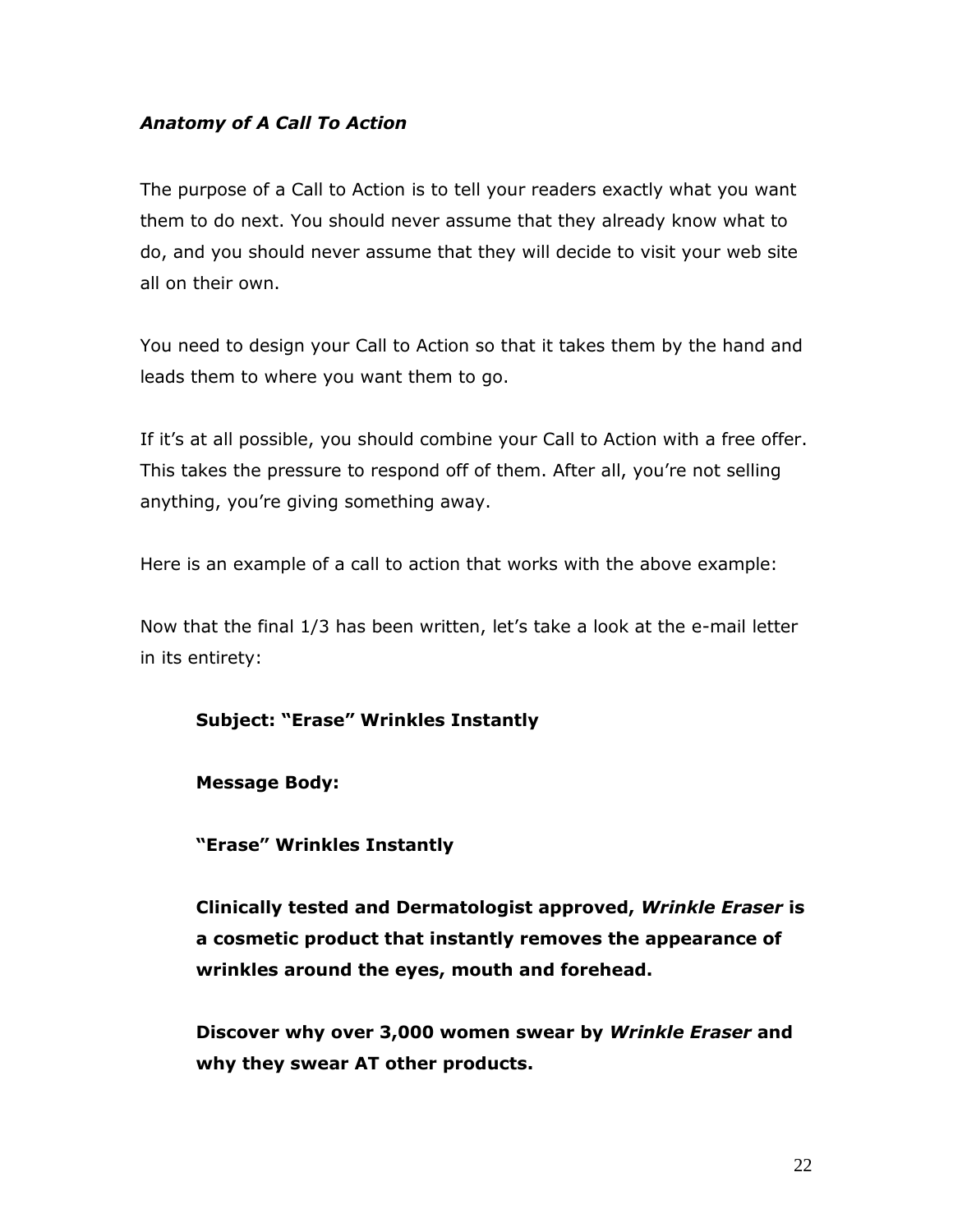### *Anatomy of A Call To Action*

The purpose of a Call to Action is to tell your readers exactly what you want them to do next. You should never assume that they already know what to do, and you should never assume that they will decide to visit your web site all on their own.

You need to design your Call to Action so that it takes them by the hand and leads them to where you want them to go.

If it's at all possible, you should combine your Call to Action with a free offer. This takes the pressure to respond off of them. After all, you're not selling anything, you're giving something away.

Here is an example of a call to action that works with the above example:

Now that the final 1/3 has been written, let's take a look at the e-mail letter in its entirety:

> **Subject: "Erase" Wrinkles Instantly**
>
> **Message Body:**
>
> **"Erase" Wrinkles Instantly**
>
> **Clinically tested and Dermatologist approved, *Wrinkle Eraser* is a cosmetic product that instantly removes the appearance of wrinkles around the eyes, mouth and forehead.**
>
> **Discover why over 3,000 women swear by *Wrinkle Eraser* and why they swear AT other products.**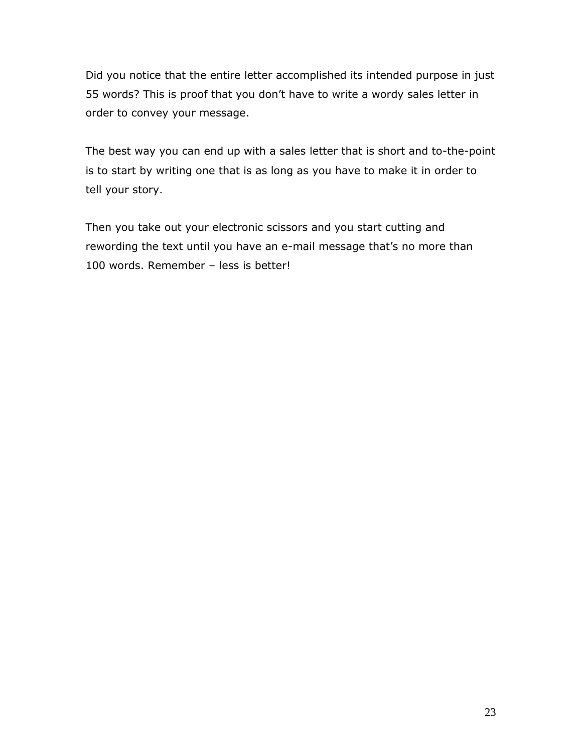Did you notice that the entire letter accomplished its intended purpose in just 55 words? This is proof that you don't have to write a wordy sales letter in order to convey your message.

The best way you can end up with a sales letter that is short and to-the-point is to start by writing one that is as long as you have to make it in order to tell your story.

Then you take out your electronic scissors and you start cutting and rewording the text until you have an e-mail message that's no more than 100 words. Remember – less is better!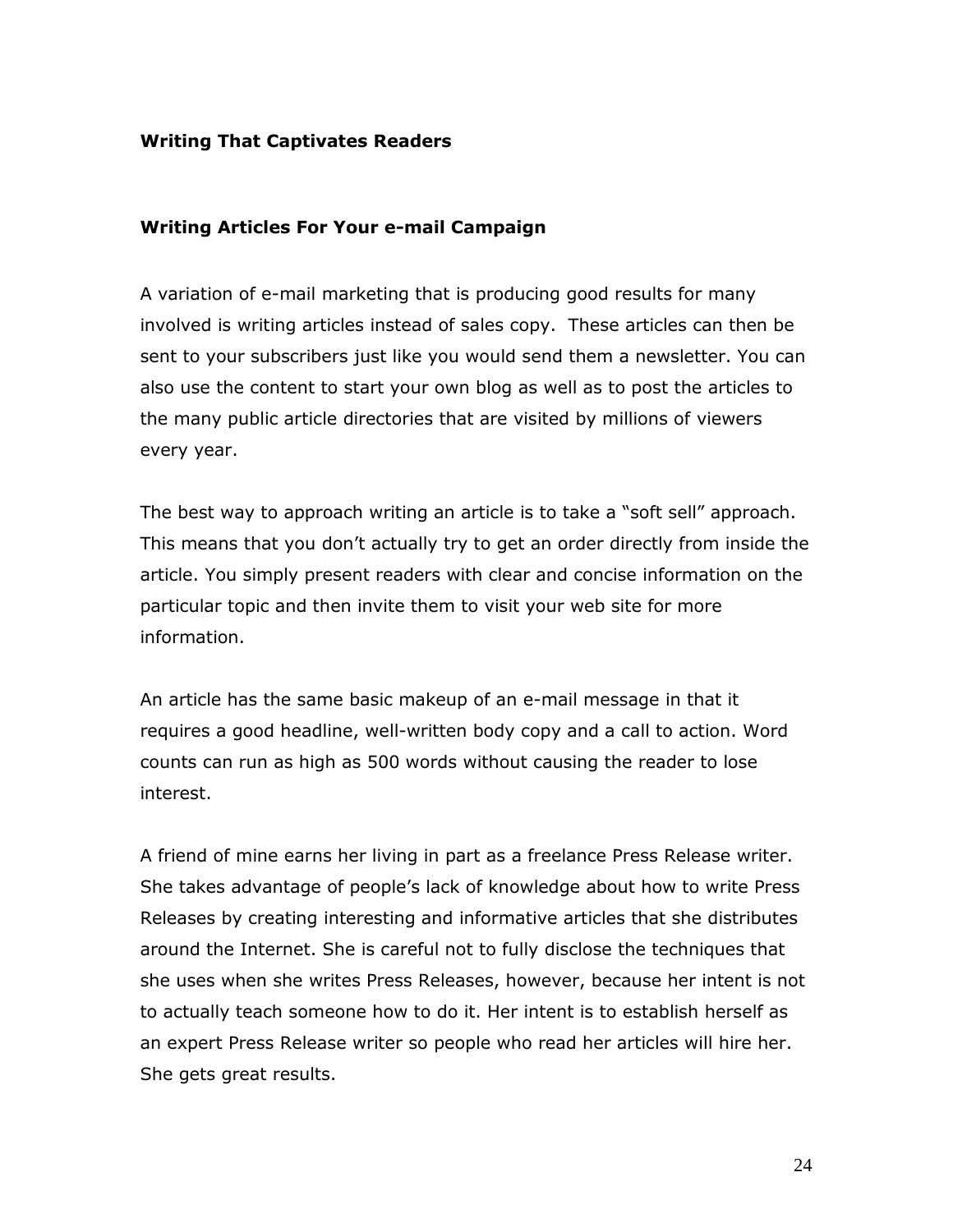## Writing That Captivates Readers

### Writing Articles For Your e-mail Campaign

A variation of e-mail marketing that is producing good results for many involved is writing articles instead of sales copy. These articles can then be sent to your subscribers just like you would send them a newsletter. You can also use the content to start your own blog as well as to post the articles to the many public article directories that are visited by millions of viewers every year.

The best way to approach writing an article is to take a "soft sell" approach. This means that you don't actually try to get an order directly from inside the article. You simply present readers with clear and concise information on the particular topic and then invite them to visit your web site for more information.

An article has the same basic makeup of an e-mail message in that it requires a good headline, well-written body copy and a call to action. Word counts can run as high as 500 words without causing the reader to lose interest.

A friend of mine earns her living in part as a freelance Press Release writer. She takes advantage of people's lack of knowledge about how to write Press Releases by creating interesting and informative articles that she distributes around the Internet. She is careful not to fully disclose the techniques that she uses when she writes Press Releases, however, because her intent is not to actually teach someone how to do it. Her intent is to establish herself as an expert Press Release writer so people who read her articles will hire her. She gets great results.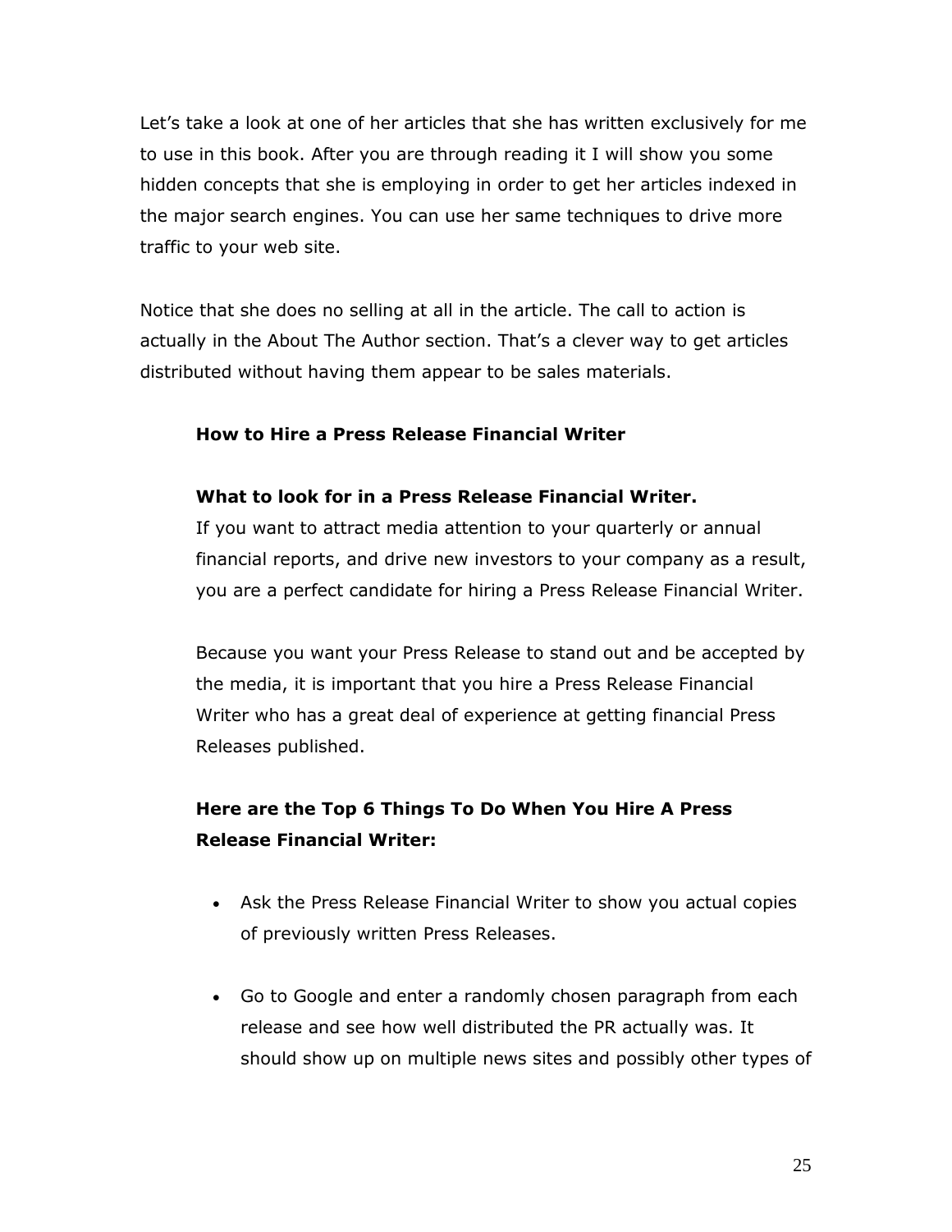Let’s take a look at one of her articles that she has written exclusively for me to use in this book. After you are through reading it I will show you some hidden concepts that she is employing in order to get her articles indexed in the major search engines. You can use her same techniques to drive more traffic to your web site.

Notice that she does no selling at all in the article. The call to action is actually in the About The Author section. That’s a clever way to get articles distributed without having them appear to be sales materials.

**How to Hire a Press Release Financial Writer**

**What to look for in a Press Release Financial Writer.**
If you want to attract media attention to your quarterly or annual financial reports, and drive new investors to your company as a result, you are a perfect candidate for hiring a Press Release Financial Writer.

Because you want your Press Release to stand out and be accepted by the media, it is important that you hire a Press Release Financial Writer who has a great deal of experience at getting financial Press Releases published.

**Here are the Top 6 Things To Do When You Hire A Press Release Financial Writer:**

- Ask the Press Release Financial Writer to show you actual copies of previously written Press Releases.

- Go to Google and enter a randomly chosen paragraph from each release and see how well distributed the PR actually was. It should show up on multiple news sites and possibly other types of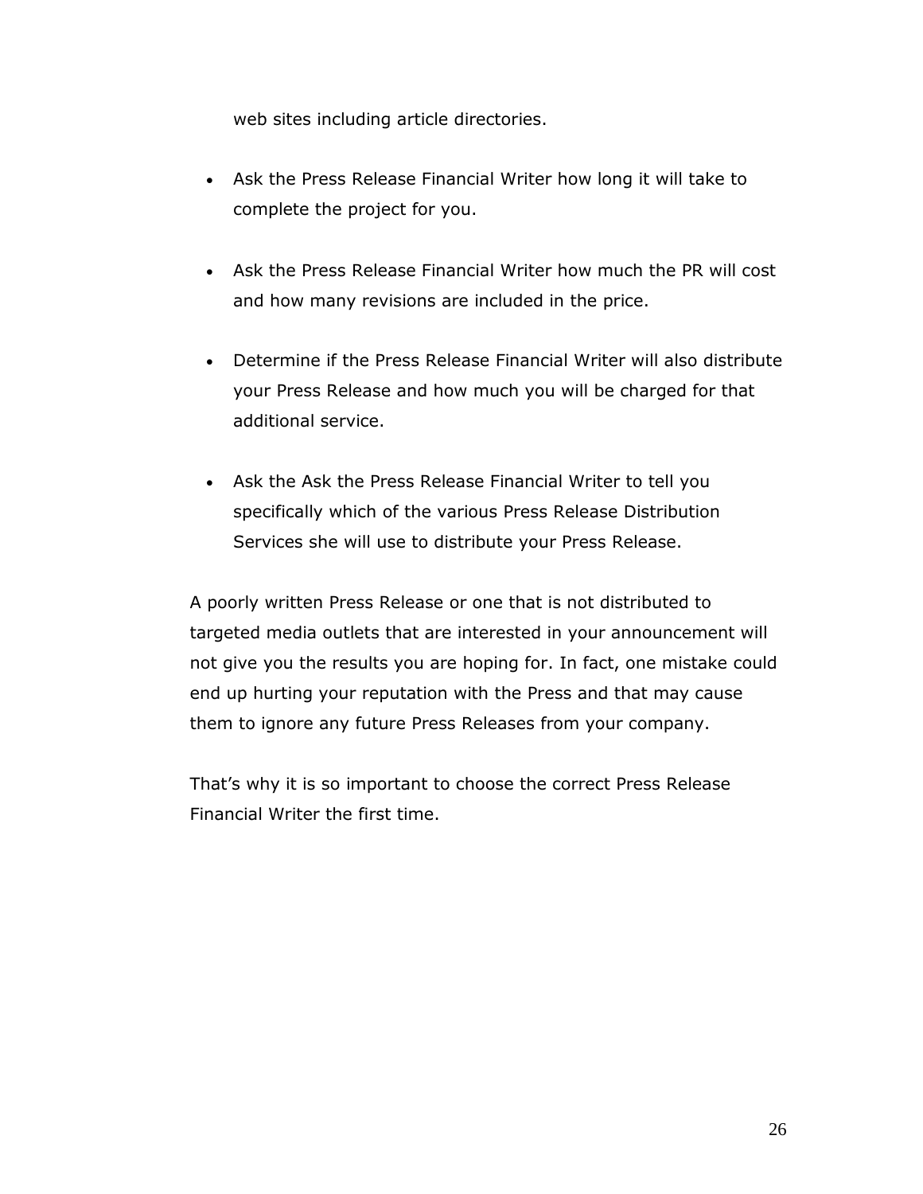web sites including article directories.

- Ask the Press Release Financial Writer how long it will take to complete the project for you.
- Ask the Press Release Financial Writer how much the PR will cost and how many revisions are included in the price.
- Determine if the Press Release Financial Writer will also distribute your Press Release and how much you will be charged for that additional service.
- Ask the Ask the Press Release Financial Writer to tell you specifically which of the various Press Release Distribution Services she will use to distribute your Press Release.

A poorly written Press Release or one that is not distributed to targeted media outlets that are interested in your announcement will not give you the results you are hoping for. In fact, one mistake could end up hurting your reputation with the Press and that may cause them to ignore any future Press Releases from your company.

That's why it is so important to choose the correct Press Release Financial Writer the first time.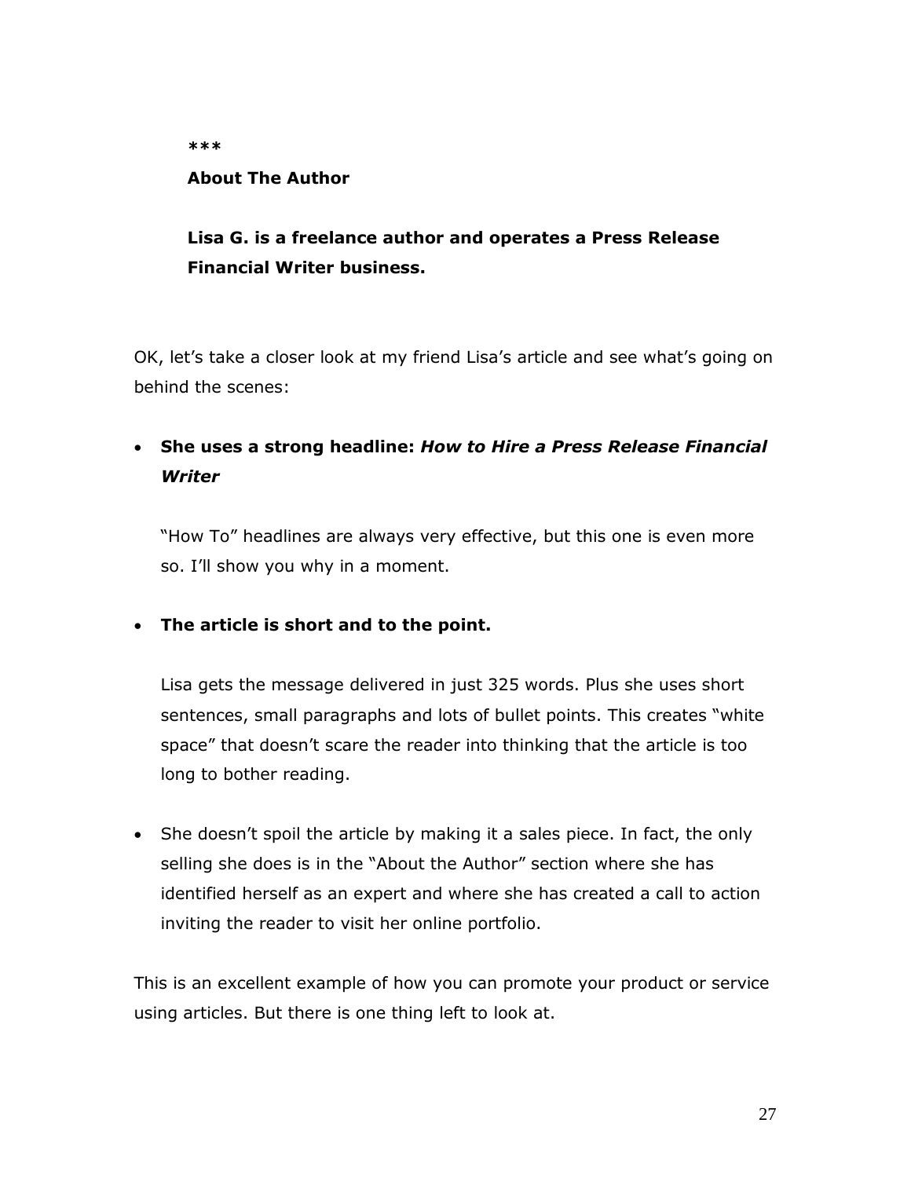***

**About The Author**

**Lisa G. is a freelance author and operates a Press Release Financial Writer business.**

OK, let’s take a closer look at my friend Lisa’s article and see what’s going on behind the scenes:

- **She uses a strong headline: *How to Hire a Press Release Financial Writer***

  “How To” headlines are always very effective, but this one is even more so. I’ll show you why in a moment.

- **The article is short and to the point.**

  Lisa gets the message delivered in just 325 words. Plus she uses short sentences, small paragraphs and lots of bullet points. This creates “white space” that doesn’t scare the reader into thinking that the article is too long to bother reading.

- She doesn’t spoil the article by making it a sales piece. In fact, the only selling she does is in the “About the Author” section where she has identified herself as an expert and where she has created a call to action inviting the reader to visit her online portfolio.

This is an excellent example of how you can promote your product or service using articles. But there is one thing left to look at.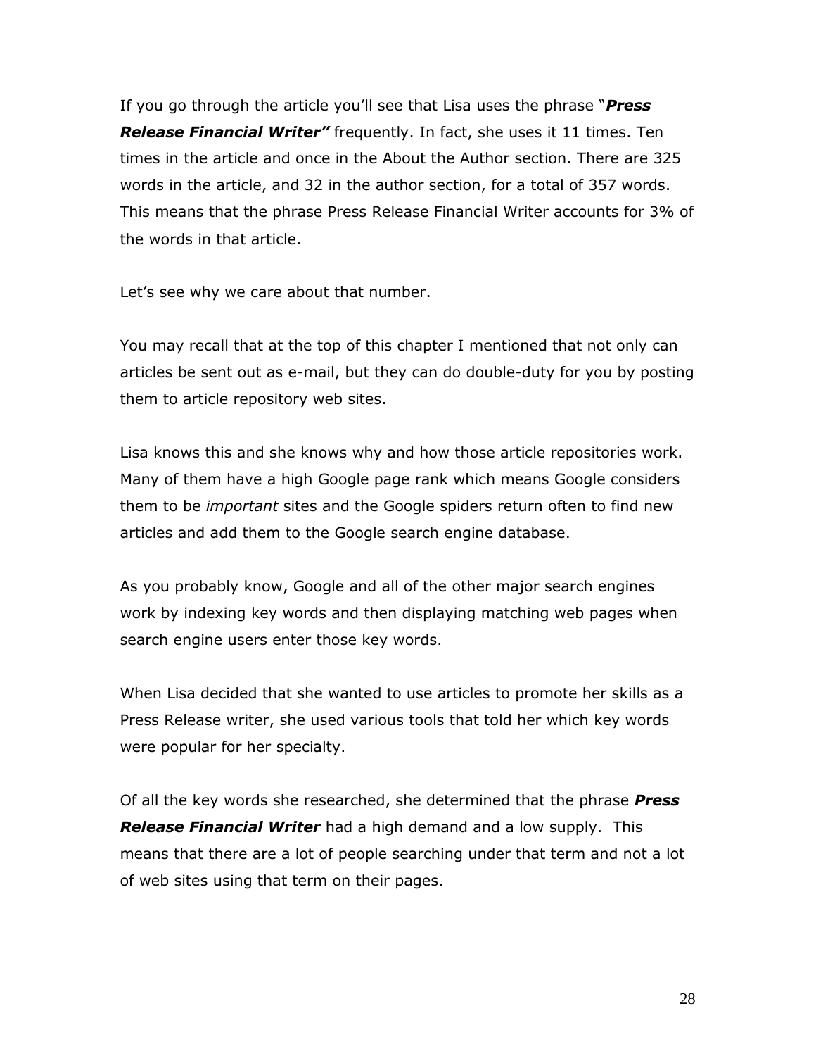If you go through the article you'll see that Lisa uses the phrase "***Press Release Financial Writer"*** frequently. In fact, she uses it 11 times. Ten times in the article and once in the About the Author section. There are 325 words in the article, and 32 in the author section, for a total of 357 words. This means that the phrase Press Release Financial Writer accounts for 3% of the words in that article.

Let's see why we care about that number.

You may recall that at the top of this chapter I mentioned that not only can articles be sent out as e-mail, but they can do double-duty for you by posting them to article repository web sites.

Lisa knows this and she knows why and how those article repositories work. Many of them have a high Google page rank which means Google considers them to be *important* sites and the Google spiders return often to find new articles and add them to the Google search engine database.

As you probably know, Google and all of the other major search engines work by indexing key words and then displaying matching web pages when search engine users enter those key words.

When Lisa decided that she wanted to use articles to promote her skills as a Press Release writer, she used various tools that told her which key words were popular for her specialty.

Of all the key words she researched, she determined that the phrase ***Press Release Financial Writer*** had a high demand and a low supply. This means that there are a lot of people searching under that term and not a lot of web sites using that term on their pages.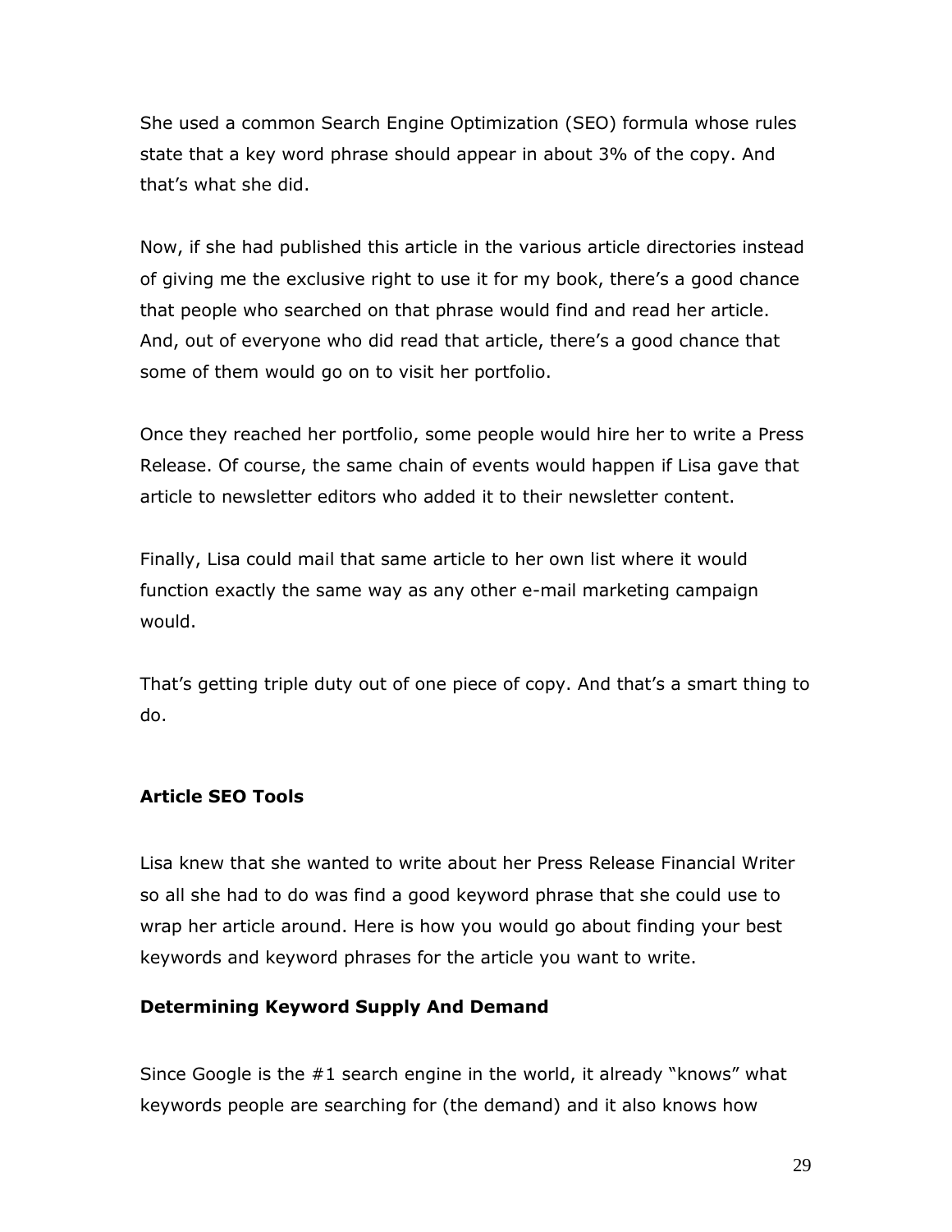She used a common Search Engine Optimization (SEO) formula whose rules state that a key word phrase should appear in about 3% of the copy. And that's what she did.

Now, if she had published this article in the various article directories instead of giving me the exclusive right to use it for my book, there's a good chance that people who searched on that phrase would find and read her article. And, out of everyone who did read that article, there's a good chance that some of them would go on to visit her portfolio.

Once they reached her portfolio, some people would hire her to write a Press Release. Of course, the same chain of events would happen if Lisa gave that article to newsletter editors who added it to their newsletter content.

Finally, Lisa could mail that same article to her own list where it would function exactly the same way as any other e-mail marketing campaign would.

That's getting triple duty out of one piece of copy. And that's a smart thing to do.

**Article SEO Tools**

Lisa knew that she wanted to write about her Press Release Financial Writer so all she had to do was find a good keyword phrase that she could use to wrap her article around. Here is how you would go about finding your best keywords and keyword phrases for the article you want to write.

**Determining Keyword Supply And Demand**

Since Google is the #1 search engine in the world, it already "knows" what keywords people are searching for (the demand) and it also knows how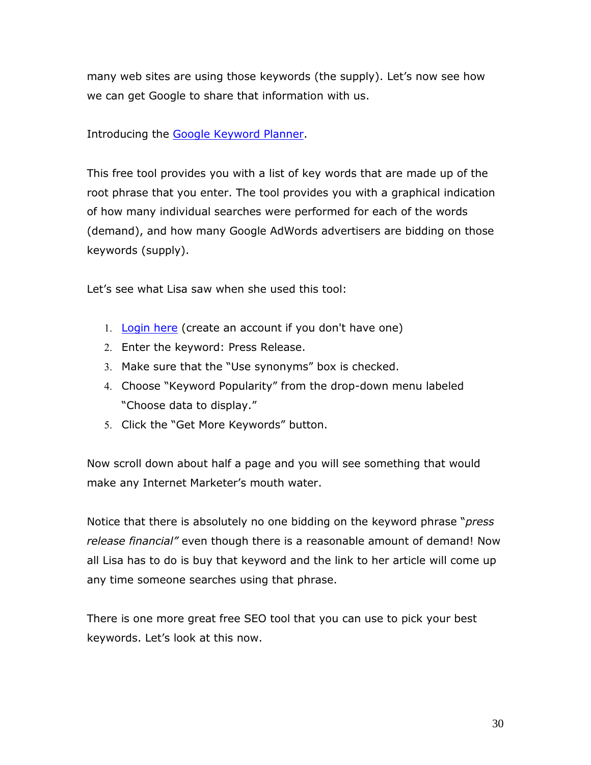many web sites are using those keywords (the supply). Let's now see how we can get Google to share that information with us.

Introducing the [Google Keyword Planner](#).

This free tool provides you with a list of key words that are made up of the root phrase that you enter. The tool provides you with a graphical indication of how many individual searches were performed for each of the words (demand), and how many Google AdWords advertisers are bidding on those keywords (supply).

Let's see what Lisa saw when she used this tool:

1. [Login here](#) (create an account if you don't have one)
2. Enter the keyword: Press Release.
3. Make sure that the "Use synonyms" box is checked.
4. Choose "Keyword Popularity" from the drop-down menu labeled "Choose data to display."
5. Click the "Get More Keywords" button.

Now scroll down about half a page and you will see something that would make any Internet Marketer's mouth water.

Notice that there is absolutely no one bidding on the keyword phrase "*press release financial"* even though there is a reasonable amount of demand! Now all Lisa has to do is buy that keyword and the link to her article will come up any time someone searches using that phrase.

There is one more great free SEO tool that you can use to pick your best keywords. Let's look at this now.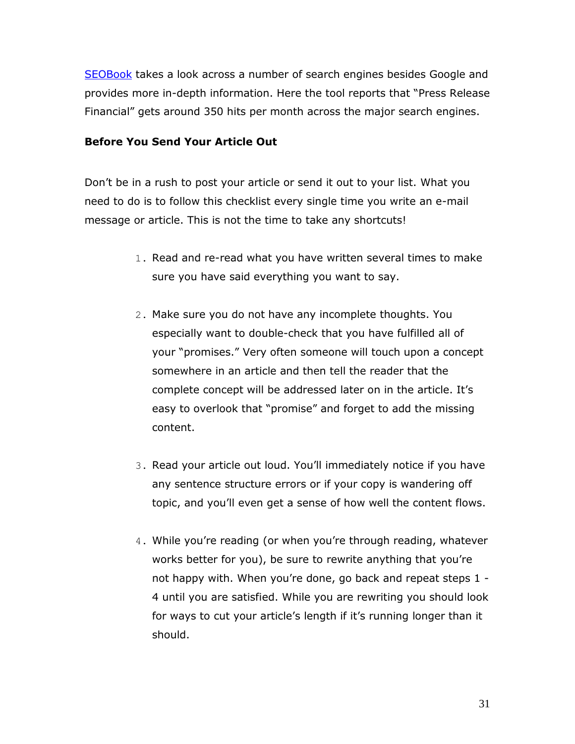[SEOBook](#) takes a look across a number of search engines besides Google and provides more in-depth information. Here the tool reports that "Press Release Financial" gets around 350 hits per month across the major search engines.

**Before You Send Your Article Out**

Don't be in a rush to post your article or send it out to your list. What you need to do is to follow this checklist every single time you write an e-mail message or article. This is not the time to take any shortcuts!

1. Read and re-read what you have written several times to make sure you have said everything you want to say.

2. Make sure you do not have any incomplete thoughts. You especially want to double-check that you have fulfilled all of your "promises." Very often someone will touch upon a concept somewhere in an article and then tell the reader that the complete concept will be addressed later on in the article. It's easy to overlook that "promise" and forget to add the missing content.

3. Read your article out loud. You'll immediately notice if you have any sentence structure errors or if your copy is wandering off topic, and you'll even get a sense of how well the content flows.

4. While you're reading (or when you're through reading, whatever works better for you), be sure to rewrite anything that you're not happy with. When you're done, go back and repeat steps 1 - 4 until you are satisfied. While you are rewriting you should look for ways to cut your article's length if it's running longer than it should.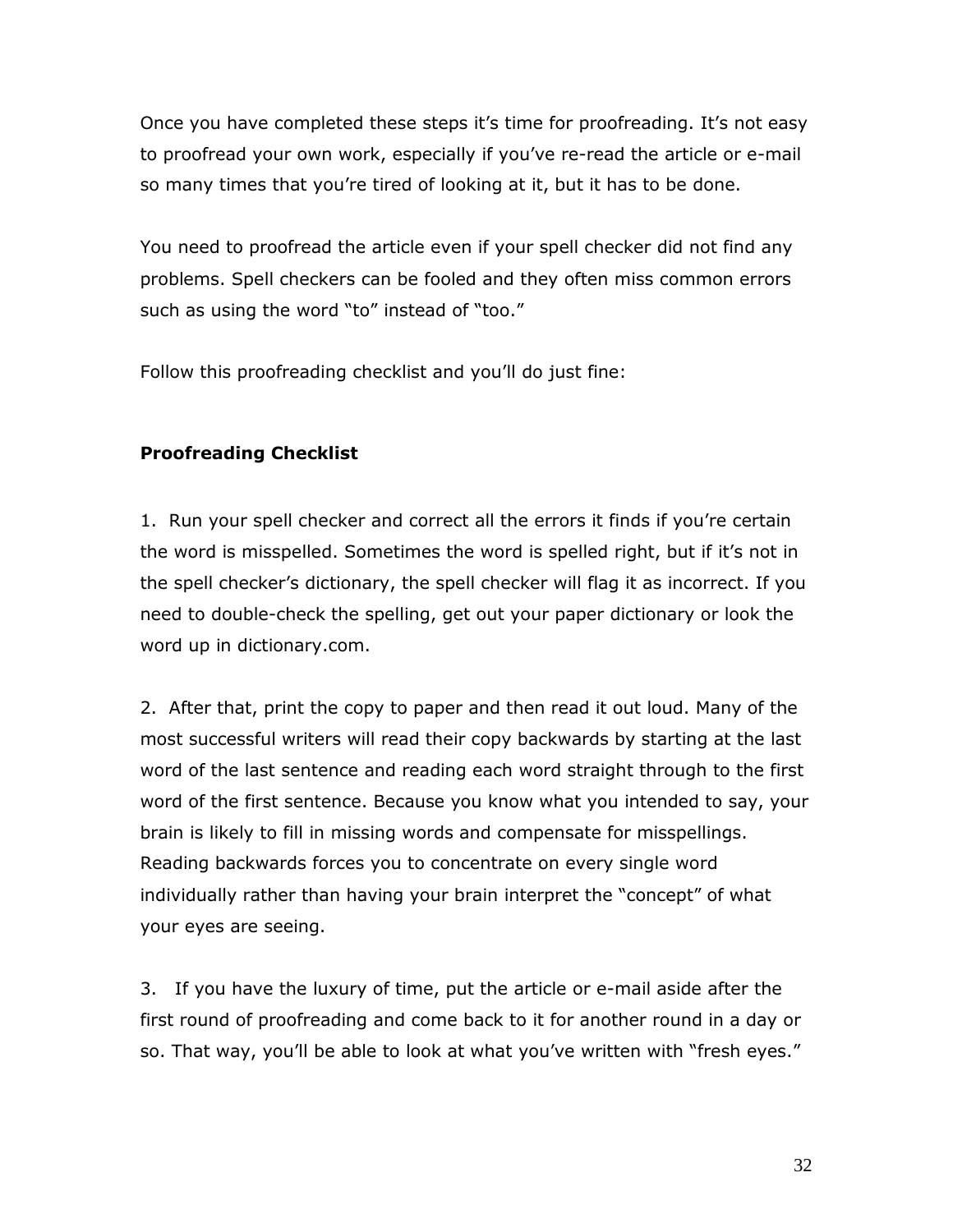Once you have completed these steps it's time for proofreading. It's not easy to proofread your own work, especially if you've re-read the article or e-mail so many times that you're tired of looking at it, but it has to be done.

You need to proofread the article even if your spell checker did not find any problems. Spell checkers can be fooled and they often miss common errors such as using the word "to" instead of "too."

Follow this proofreading checklist and you'll do just fine:

**Proofreading Checklist**

1. Run your spell checker and correct all the errors it finds if you're certain the word is misspelled. Sometimes the word is spelled right, but if it's not in the spell checker's dictionary, the spell checker will flag it as incorrect. If you need to double-check the spelling, get out your paper dictionary or look the word up in dictionary.com.

2. After that, print the copy to paper and then read it out loud. Many of the most successful writers will read their copy backwards by starting at the last word of the last sentence and reading each word straight through to the first word of the first sentence. Because you know what you intended to say, your brain is likely to fill in missing words and compensate for misspellings. Reading backwards forces you to concentrate on every single word individually rather than having your brain interpret the "concept" of what your eyes are seeing.

3. If you have the luxury of time, put the article or e-mail aside after the first round of proofreading and come back to it for another round in a day or so. That way, you'll be able to look at what you've written with "fresh eyes."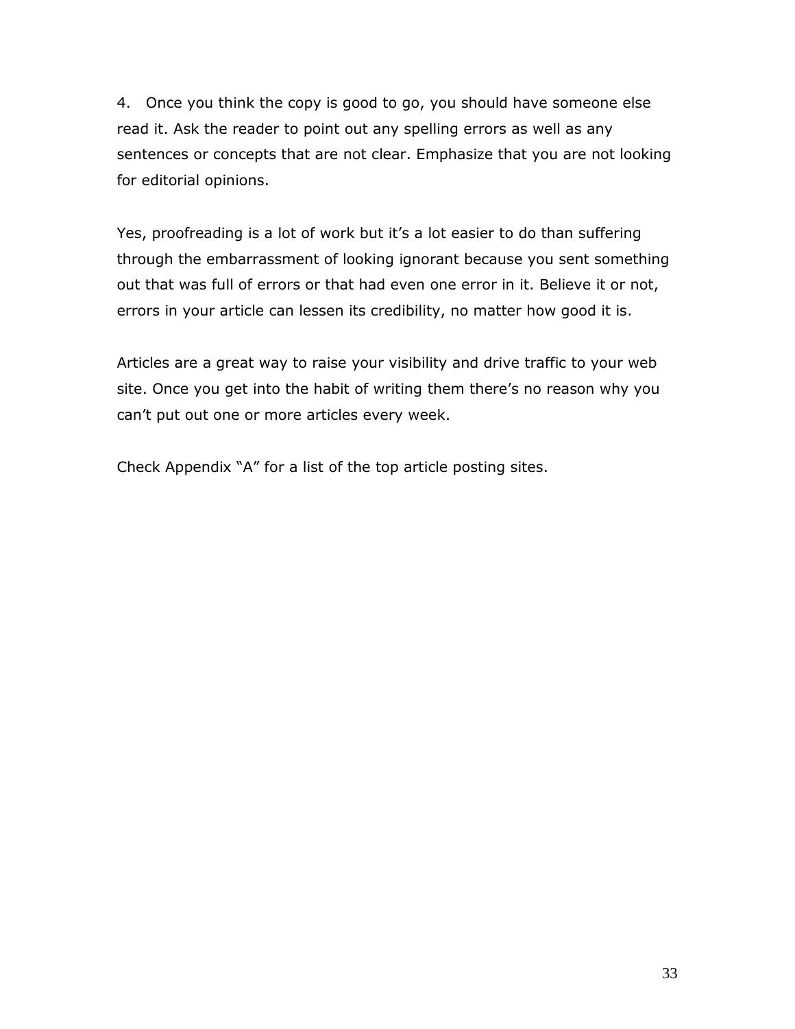4. Once you think the copy is good to go, you should have someone else read it. Ask the reader to point out any spelling errors as well as any sentences or concepts that are not clear. Emphasize that you are not looking for editorial opinions.

Yes, proofreading is a lot of work but it's a lot easier to do than suffering through the embarrassment of looking ignorant because you sent something out that was full of errors or that had even one error in it. Believe it or not, errors in your article can lessen its credibility, no matter how good it is.

Articles are a great way to raise your visibility and drive traffic to your web site. Once you get into the habit of writing them there's no reason why you can't put out one or more articles every week.

Check Appendix "A" for a list of the top article posting sites.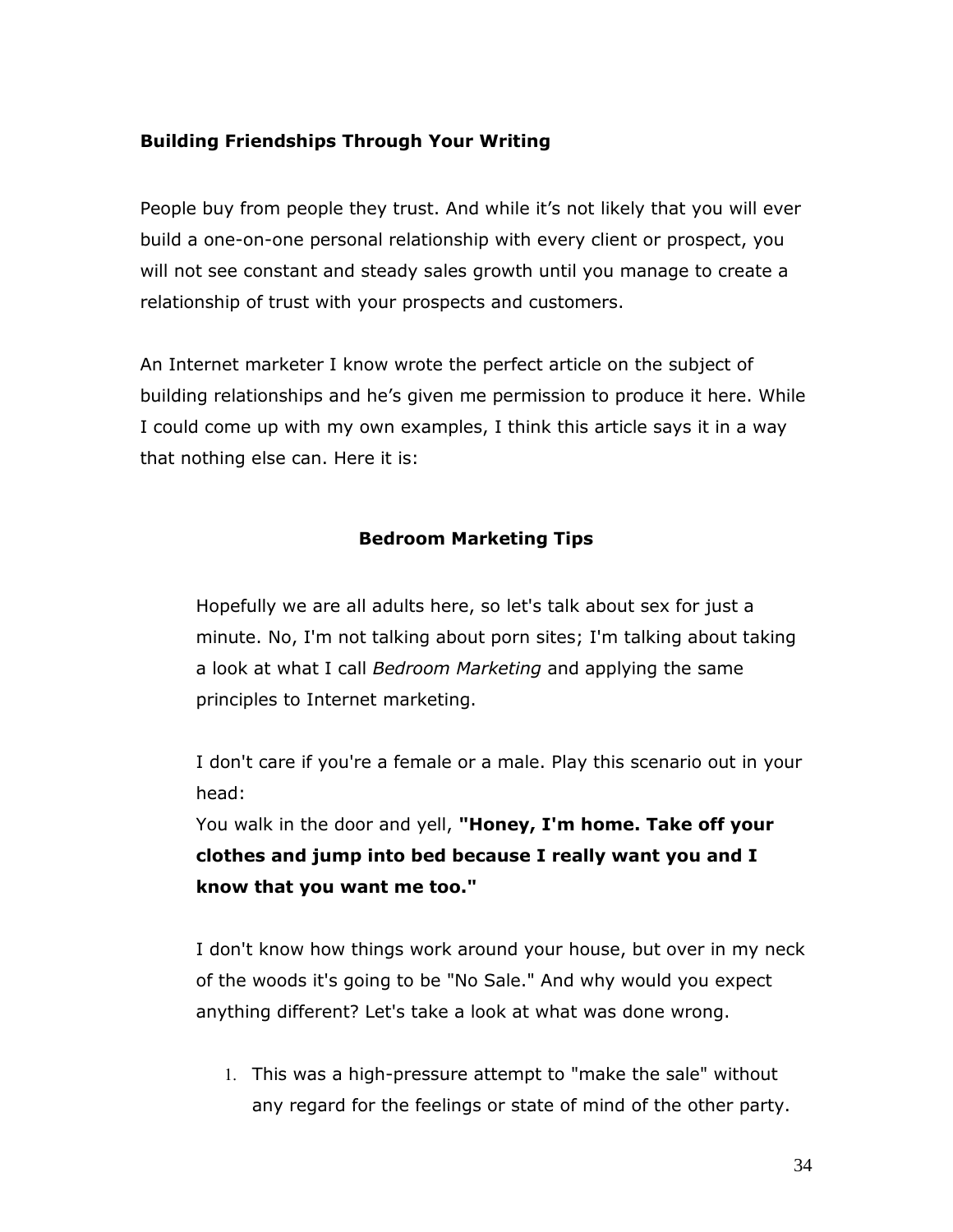### Building Friendships Through Your Writing

People buy from people they trust. And while it's not likely that you will ever build a one-on-one personal relationship with every client or prospect, you will not see constant and steady sales growth until you manage to create a relationship of trust with your prospects and customers.

An Internet marketer I know wrote the perfect article on the subject of building relationships and he's given me permission to produce it here. While I could come up with my own examples, I think this article says it in a way that nothing else can. Here it is:

#### Bedroom Marketing Tips

> Hopefully we are all adults here, so let's talk about sex for just a minute. No, I'm not talking about porn sites; I'm talking about taking a look at what I call *Bedroom Marketing* and applying the same principles to Internet marketing.
>
> I don't care if you're a female or a male. Play this scenario out in your head:
> You walk in the door and yell, **"Honey, I'm home. Take off your clothes and jump into bed because I really want you and I know that you want me too."**
>
> I don't know how things work around your house, but over in my neck of the woods it's going to be "No Sale." And why would you expect anything different? Let's take a look at what was done wrong.
>
> 1. This was a high-pressure attempt to "make the sale" without any regard for the feelings or state of mind of the other party.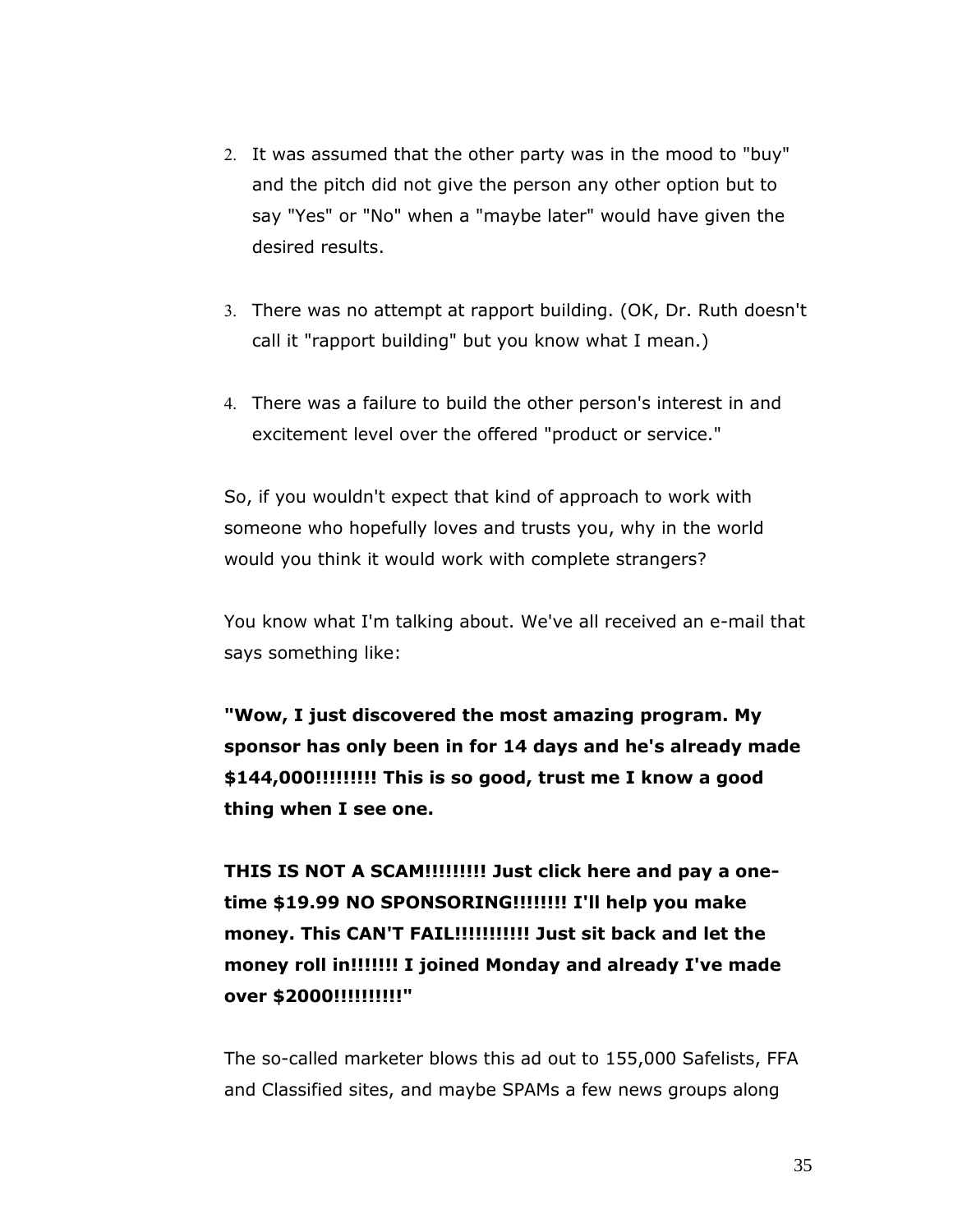2. It was assumed that the other party was in the mood to "buy" and the pitch did not give the person any other option but to say "Yes" or "No" when a "maybe later" would have given the desired results.

3. There was no attempt at rapport building. (OK, Dr. Ruth doesn't call it "rapport building" but you know what I mean.)

4. There was a failure to build the other person's interest in and excitement level over the offered "product or service."

So, if you wouldn't expect that kind of approach to work with someone who hopefully loves and trusts you, why in the world would you think it would work with complete strangers?

You know what I'm talking about. We've all received an e-mail that says something like:

**"Wow, I just discovered the most amazing program. My sponsor has only been in for 14 days and he's already made $144,000!!!!!!!!! This is so good, trust me I know a good thing when I see one.**

**THIS IS NOT A SCAM!!!!!!!!! Just click here and pay a one-time $19.99 NO SPONSORING!!!!!!!! I'll help you make money. This CAN'T FAIL!!!!!!!!!!! Just sit back and let the money roll in!!!!!!! I joined Monday and already I've made over $2000!!!!!!!!!!"**

The so-called marketer blows this ad out to 155,000 Safelists, FFA and Classified sites, and maybe SPAMs a few news groups along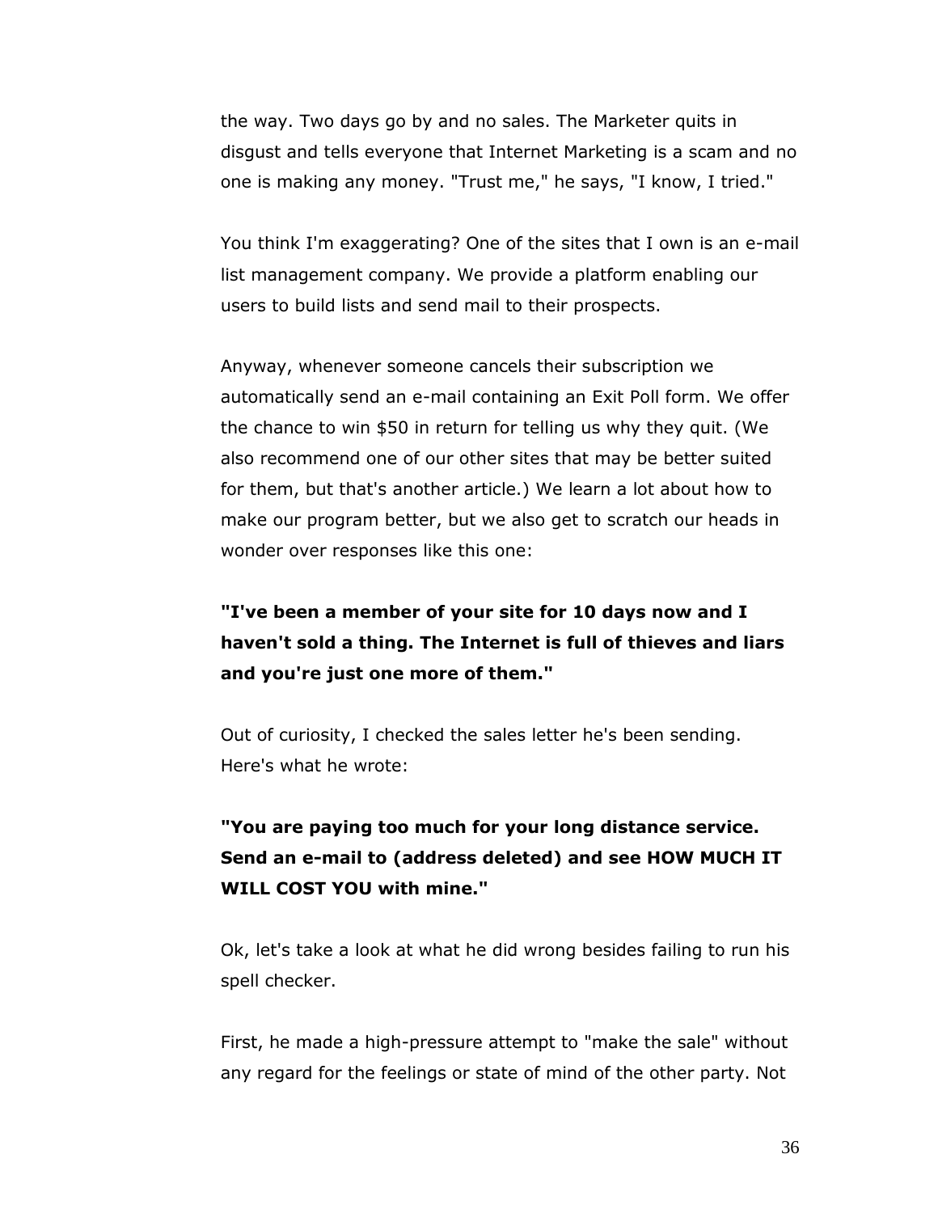the way. Two days go by and no sales. The Marketer quits in disgust and tells everyone that Internet Marketing is a scam and no one is making any money. "Trust me," he says, "I know, I tried."

You think I'm exaggerating? One of the sites that I own is an e-mail list management company. We provide a platform enabling our users to build lists and send mail to their prospects.

Anyway, whenever someone cancels their subscription we automatically send an e-mail containing an Exit Poll form. We offer the chance to win $50 in return for telling us why they quit. (We also recommend one of our other sites that may be better suited for them, but that's another article.) We learn a lot about how to make our program better, but we also get to scratch our heads in wonder over responses like this one:

**"I've been a member of your site for 10 days now and I haven't sold a thing. The Internet is full of thieves and liars and you're just one more of them."**

Out of curiosity, I checked the sales letter he's been sending. Here's what he wrote:

**"You are paying too much for your long distance service. Send an e-mail to (address deleted) and see HOW MUCH IT WILL COST YOU with mine."**

Ok, let's take a look at what he did wrong besides failing to run his spell checker.

First, he made a high-pressure attempt to "make the sale" without any regard for the feelings or state of mind of the other party. Not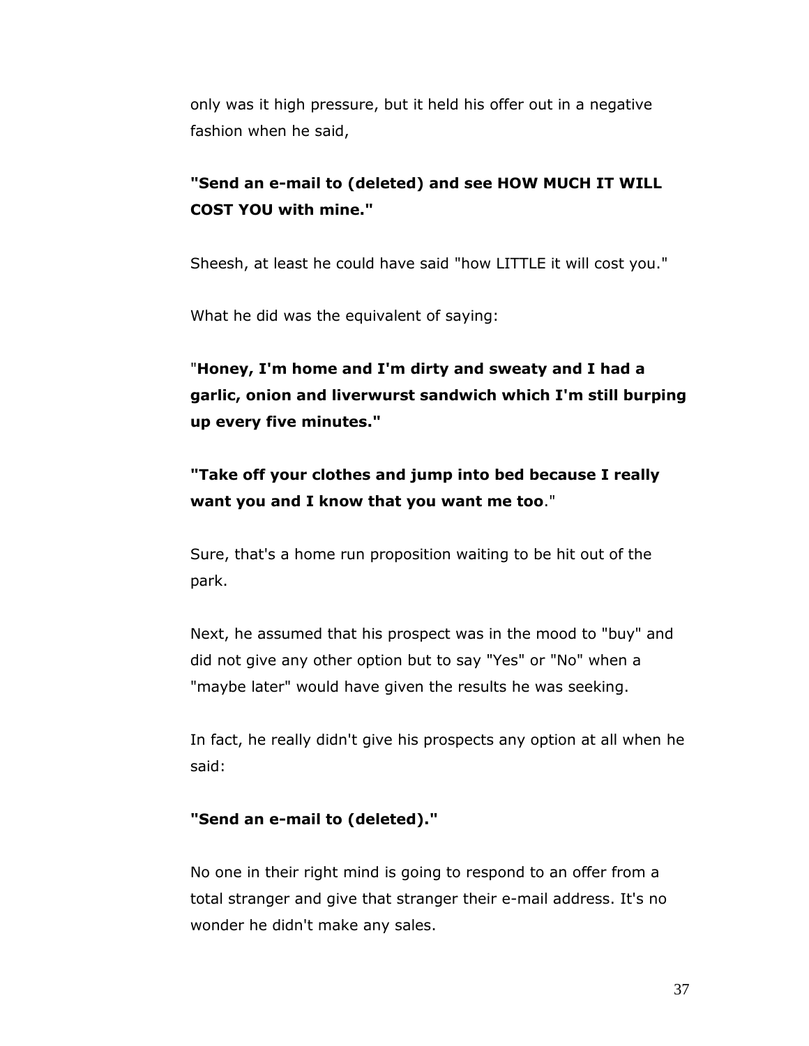only was it high pressure, but it held his offer out in a negative fashion when he said,

**"Send an e-mail to (deleted) and see HOW MUCH IT WILL COST YOU with mine."**

Sheesh, at least he could have said "how LITTLE it will cost you."

What he did was the equivalent of saying:

"**Honey, I'm home and I'm dirty and sweaty and I had a garlic, onion and liverwurst sandwich which I'm still burping up every five minutes."**

**"Take off your clothes and jump into bed because I really want you and I know that you want me too**."

Sure, that's a home run proposition waiting to be hit out of the park.

Next, he assumed that his prospect was in the mood to "buy" and did not give any other option but to say "Yes" or "No" when a "maybe later" would have given the results he was seeking.

In fact, he really didn't give his prospects any option at all when he said:

**"Send an e-mail to (deleted)."**

No one in their right mind is going to respond to an offer from a total stranger and give that stranger their e-mail address. It's no wonder he didn't make any sales.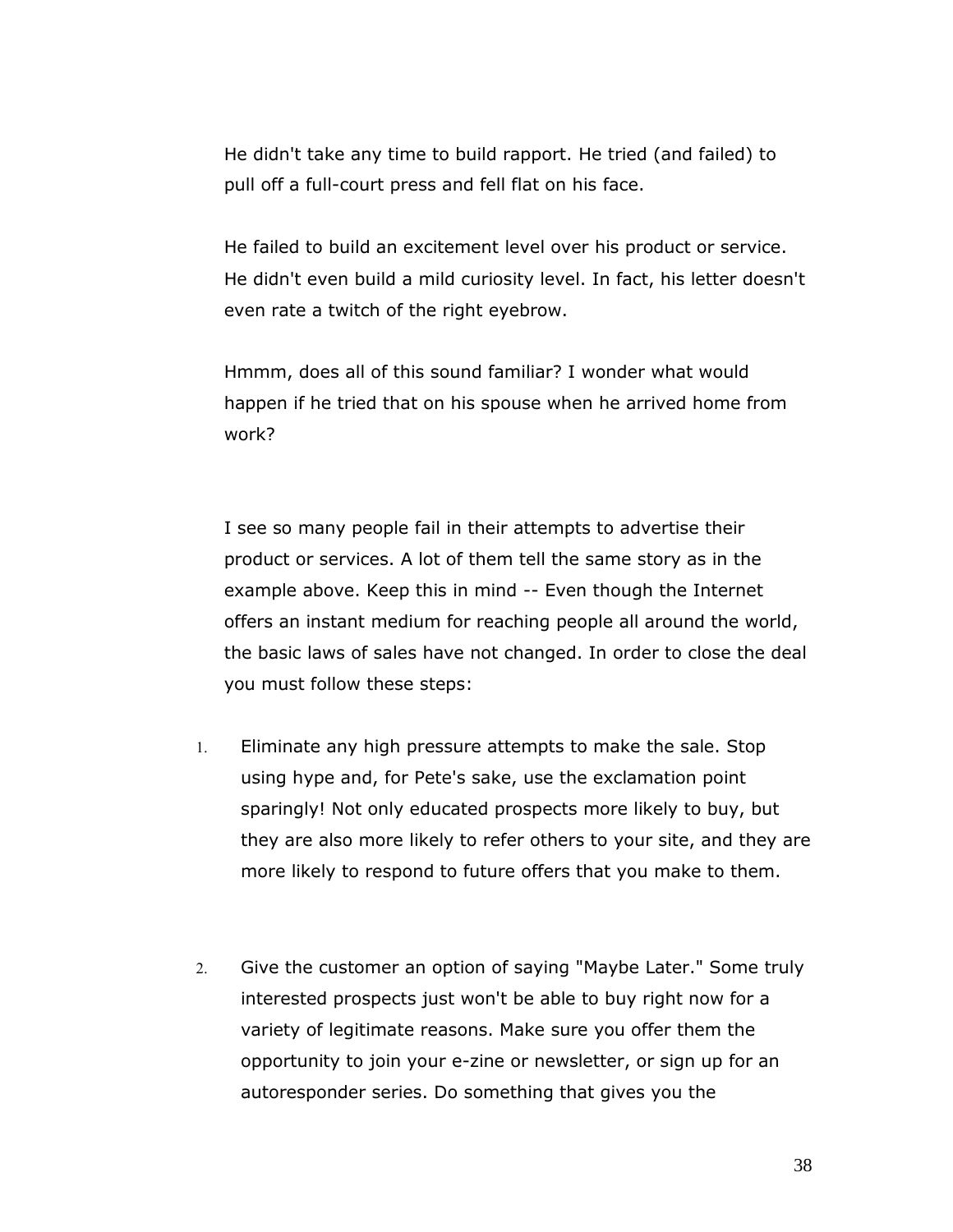He didn't take any time to build rapport. He tried (and failed) to pull off a full-court press and fell flat on his face.

He failed to build an excitement level over his product or service. He didn't even build a mild curiosity level. In fact, his letter doesn't even rate a twitch of the right eyebrow.

Hmmm, does all of this sound familiar? I wonder what would happen if he tried that on his spouse when he arrived home from work?

I see so many people fail in their attempts to advertise their product or services. A lot of them tell the same story as in the example above. Keep this in mind -- Even though the Internet offers an instant medium for reaching people all around the world, the basic laws of sales have not changed. In order to close the deal you must follow these steps:

1. Eliminate any high pressure attempts to make the sale. Stop using hype and, for Pete's sake, use the exclamation point sparingly! Not only educated prospects more likely to buy, but they are also more likely to refer others to your site, and they are more likely to respond to future offers that you make to them.

2. Give the customer an option of saying "Maybe Later." Some truly interested prospects just won't be able to buy right now for a variety of legitimate reasons. Make sure you offer them the opportunity to join your e-zine or newsletter, or sign up for an autoresponder series. Do something that gives you the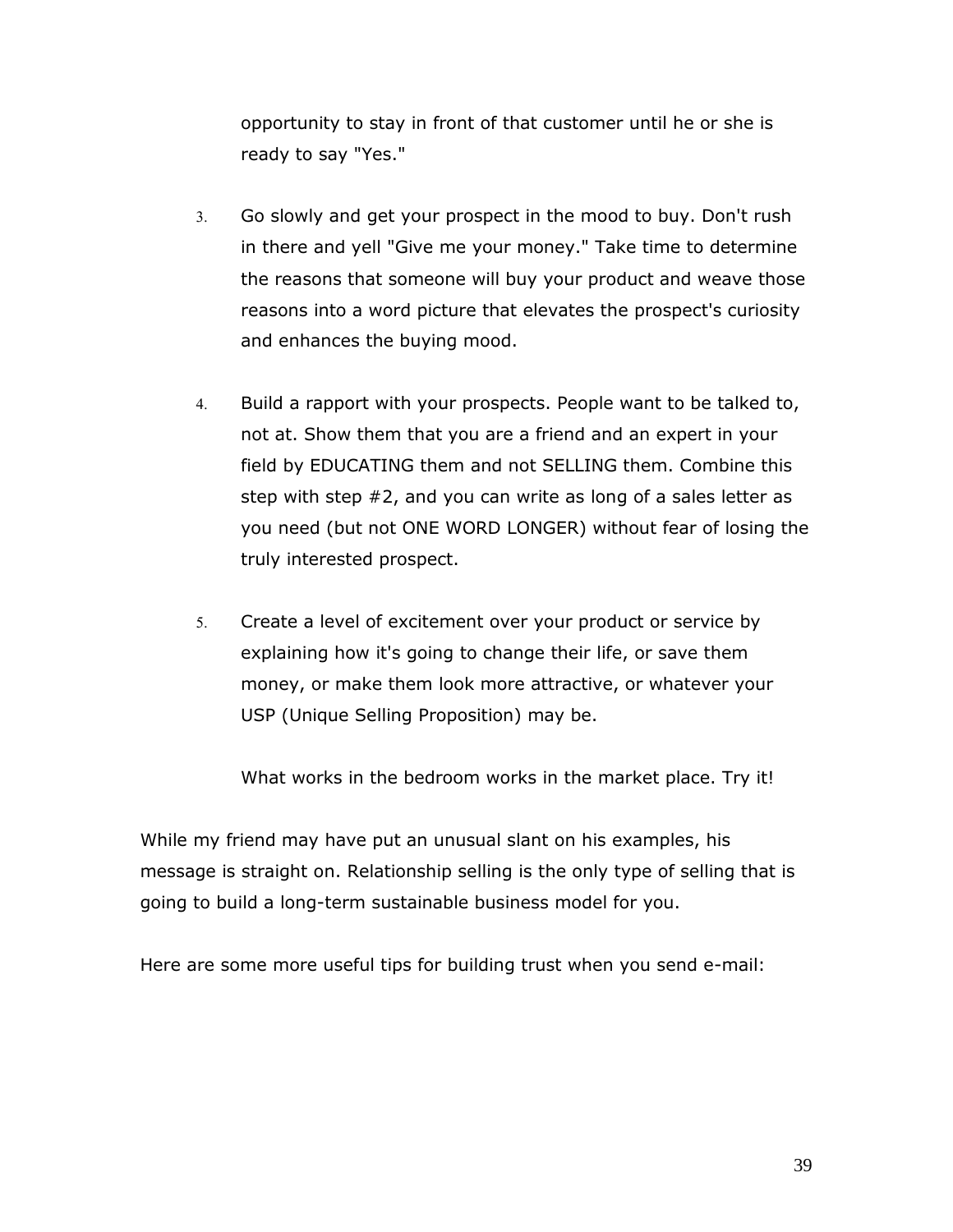opportunity to stay in front of that customer until he or she is ready to say "Yes."

3. Go slowly and get your prospect in the mood to buy. Don't rush in there and yell "Give me your money." Take time to determine the reasons that someone will buy your product and weave those reasons into a word picture that elevates the prospect's curiosity and enhances the buying mood.

4. Build a rapport with your prospects. People want to be talked to, not at. Show them that you are a friend and an expert in your field by EDUCATING them and not SELLING them. Combine this step with step #2, and you can write as long of a sales letter as you need (but not ONE WORD LONGER) without fear of losing the truly interested prospect.

5. Create a level of excitement over your product or service by explaining how it's going to change their life, or save them money, or make them look more attractive, or whatever your USP (Unique Selling Proposition) may be.

   What works in the bedroom works in the market place. Try it!

While my friend may have put an unusual slant on his examples, his message is straight on. Relationship selling is the only type of selling that is going to build a long-term sustainable business model for you.

Here are some more useful tips for building trust when you send e-mail: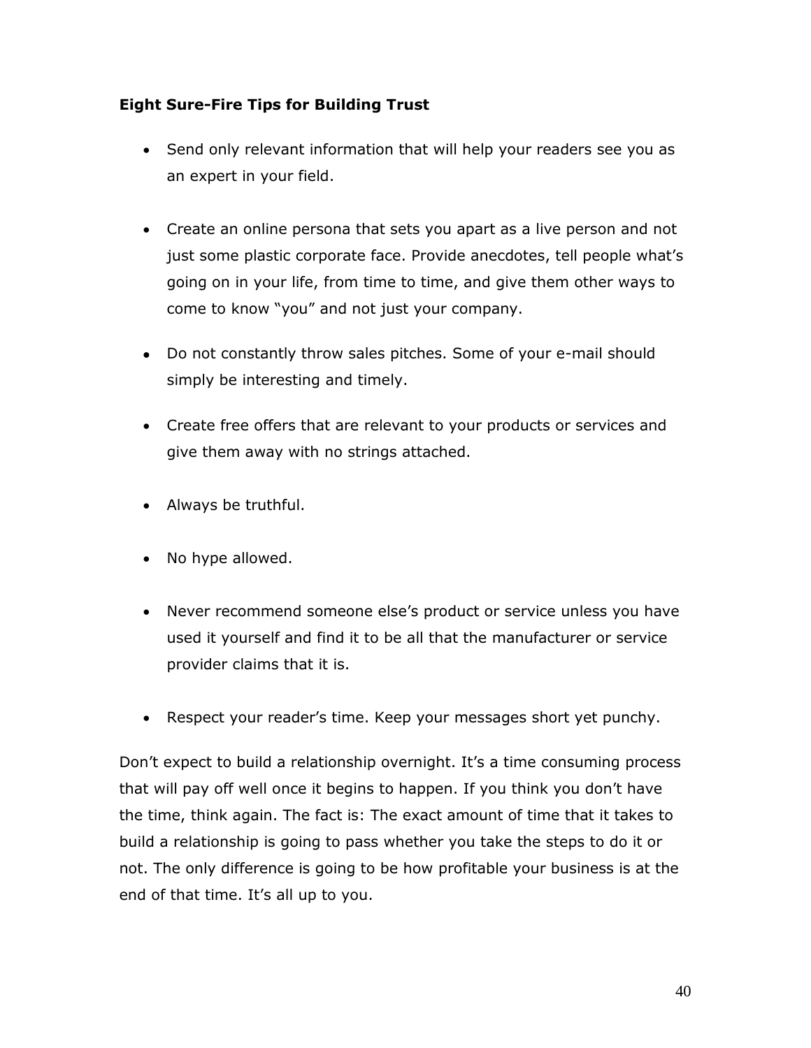**Eight Sure-Fire Tips for Building Trust**

- Send only relevant information that will help your readers see you as an expert in your field.

- Create an online persona that sets you apart as a live person and not just some plastic corporate face. Provide anecdotes, tell people what's going on in your life, from time to time, and give them other ways to come to know "you" and not just your company.

- Do not constantly throw sales pitches. Some of your e-mail should simply be interesting and timely.

- Create free offers that are relevant to your products or services and give them away with no strings attached.

- Always be truthful.

- No hype allowed.

- Never recommend someone else's product or service unless you have used it yourself and find it to be all that the manufacturer or service provider claims that it is.

- Respect your reader's time. Keep your messages short yet punchy.

Don't expect to build a relationship overnight. It's a time consuming process that will pay off well once it begins to happen. If you think you don't have the time, think again. The fact is: The exact amount of time that it takes to build a relationship is going to pass whether you take the steps to do it or not. The only difference is going to be how profitable your business is at the end of that time. It's all up to you.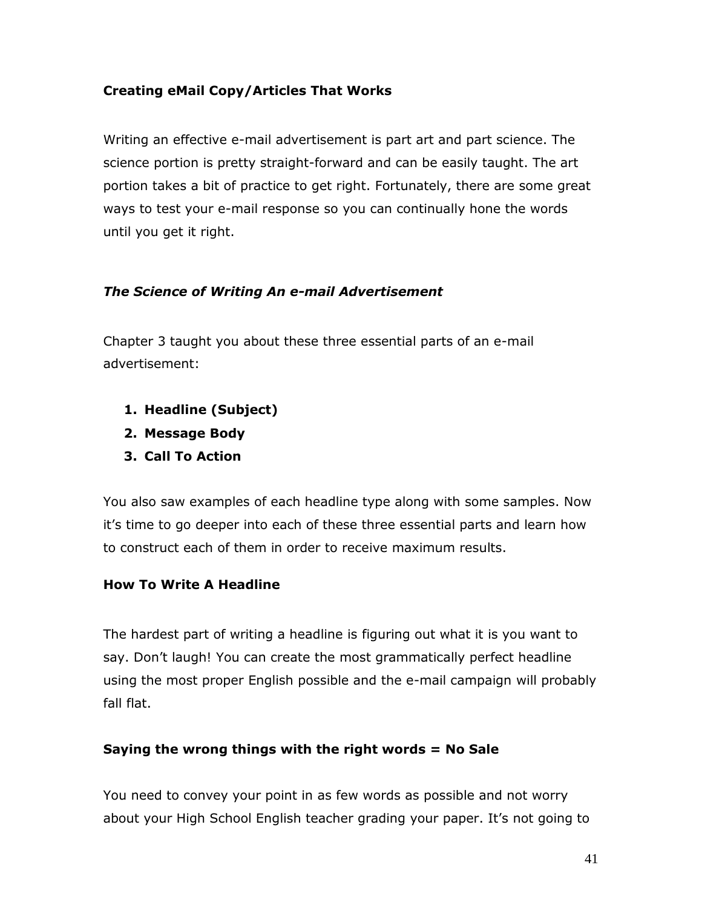### Creating eMail Copy/Articles That Works

Writing an effective e-mail advertisement is part art and part science. The science portion is pretty straight-forward and can be easily taught. The art portion takes a bit of practice to get right. Fortunately, there are some great ways to test your e-mail response so you can continually hone the words until you get it right.

#### *The Science of Writing An e-mail Advertisement*

Chapter 3 taught you about these three essential parts of an e-mail advertisement:

1. **Headline (Subject)**
2. **Message Body**
3. **Call To Action**

You also saw examples of each headline type along with some samples. Now it's time to go deeper into each of these three essential parts and learn how to construct each of them in order to receive maximum results.

#### How To Write A Headline

The hardest part of writing a headline is figuring out what it is you want to say. Don't laugh! You can create the most grammatically perfect headline using the most proper English possible and the e-mail campaign will probably fall flat.

#### Saying the wrong things with the right words = No Sale

You need to convey your point in as few words as possible and not worry about your High School English teacher grading your paper. It's not going to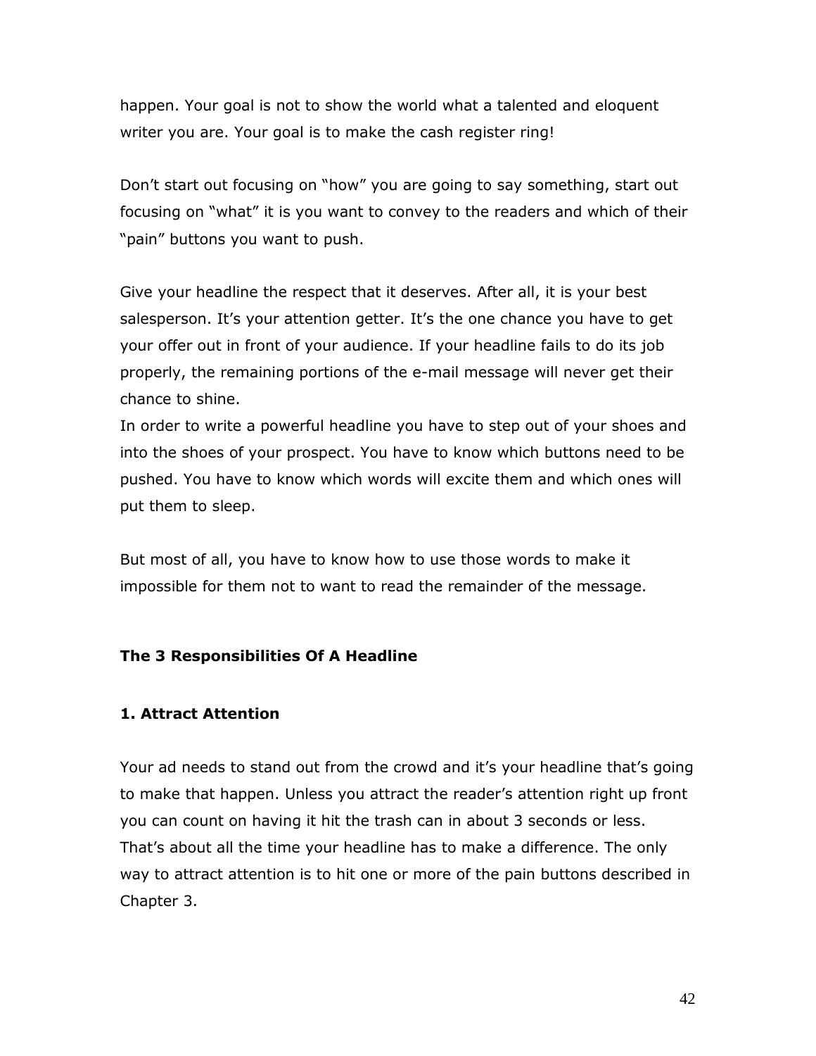happen. Your goal is not to show the world what a talented and eloquent writer you are. Your goal is to make the cash register ring!

Don't start out focusing on "how" you are going to say something, start out focusing on "what" it is you want to convey to the readers and which of their "pain" buttons you want to push.

Give your headline the respect that it deserves. After all, it is your best salesperson. It's your attention getter. It's the one chance you have to get your offer out in front of your audience. If your headline fails to do its job properly, the remaining portions of the e-mail message will never get their chance to shine.
In order to write a powerful headline you have to step out of your shoes and into the shoes of your prospect. You have to know which buttons need to be pushed. You have to know which words will excite them and which ones will put them to sleep.

But most of all, you have to know how to use those words to make it impossible for them not to want to read the remainder of the message.

### The 3 Responsibilities Of A Headline

#### 1. Attract Attention

Your ad needs to stand out from the crowd and it's your headline that's going to make that happen. Unless you attract the reader's attention right up front you can count on having it hit the trash can in about 3 seconds or less. That's about all the time your headline has to make a difference. The only way to attract attention is to hit one or more of the pain buttons described in Chapter 3.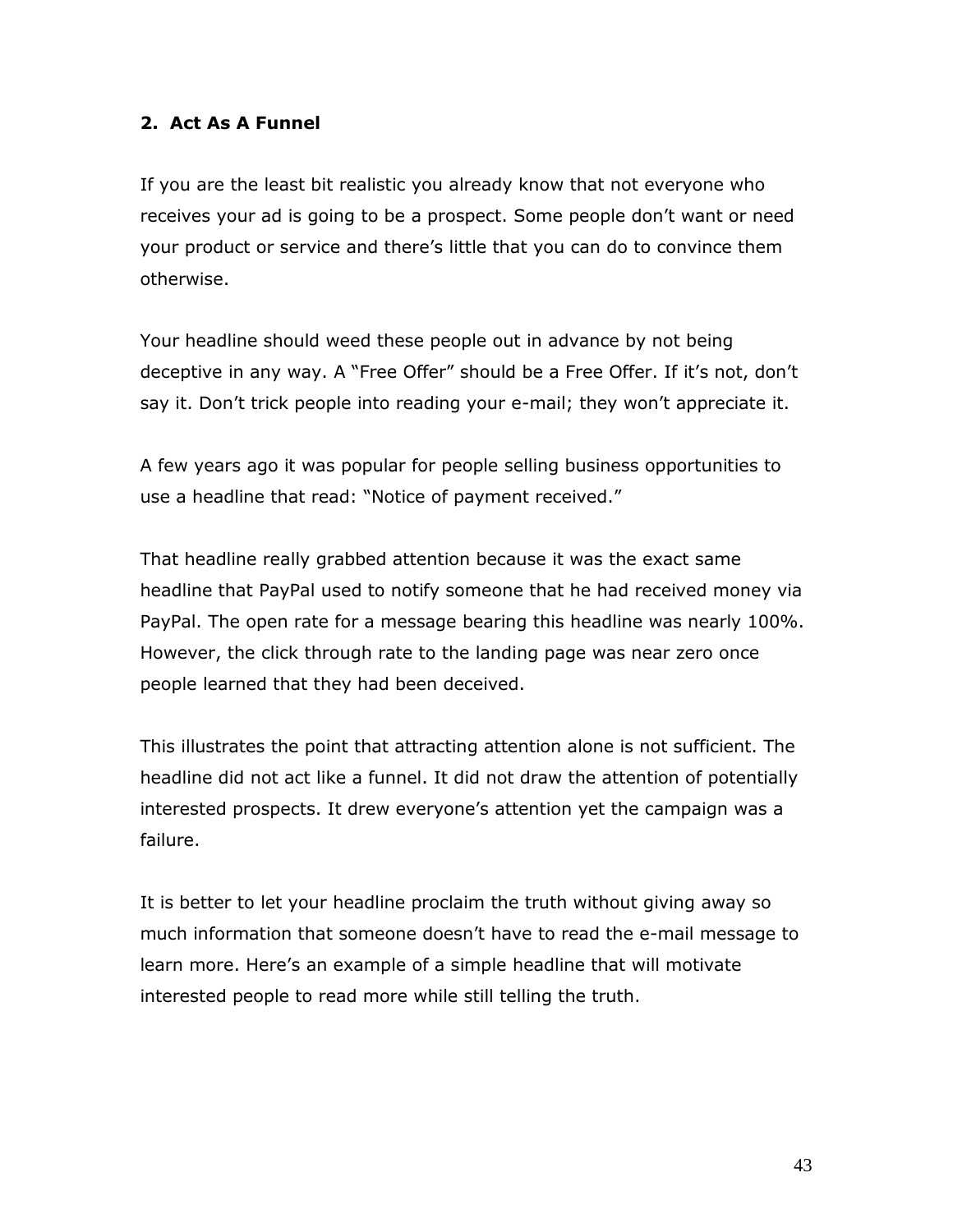### 2. Act As A Funnel

If you are the least bit realistic you already know that not everyone who receives your ad is going to be a prospect. Some people don't want or need your product or service and there's little that you can do to convince them otherwise.

Your headline should weed these people out in advance by not being deceptive in any way. A "Free Offer" should be a Free Offer. If it's not, don't say it. Don't trick people into reading your e-mail; they won't appreciate it.

A few years ago it was popular for people selling business opportunities to use a headline that read: "Notice of payment received."

That headline really grabbed attention because it was the exact same headline that PayPal used to notify someone that he had received money via PayPal. The open rate for a message bearing this headline was nearly 100%. However, the click through rate to the landing page was near zero once people learned that they had been deceived.

This illustrates the point that attracting attention alone is not sufficient. The headline did not act like a funnel. It did not draw the attention of potentially interested prospects. It drew everyone's attention yet the campaign was a failure.

It is better to let your headline proclaim the truth without giving away so much information that someone doesn't have to read the e-mail message to learn more. Here's an example of a simple headline that will motivate interested people to read more while still telling the truth.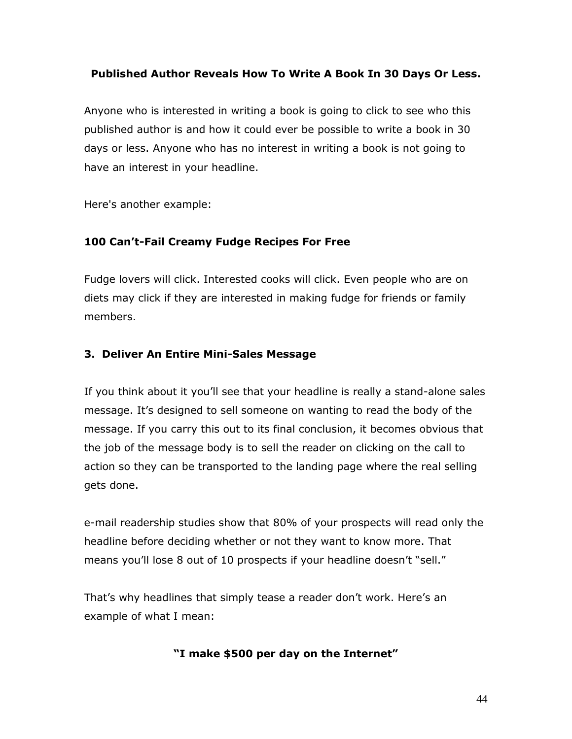**Published Author Reveals How To Write A Book In 30 Days Or Less.**

Anyone who is interested in writing a book is going to click to see who this published author is and how it could ever be possible to write a book in 30 days or less. Anyone who has no interest in writing a book is not going to have an interest in your headline.

Here's another example:

**100 Can't-Fail Creamy Fudge Recipes For Free**

Fudge lovers will click. Interested cooks will click. Even people who are on diets may click if they are interested in making fudge for friends or family members.

### 3. Deliver An Entire Mini-Sales Message

If you think about it you'll see that your headline is really a stand-alone sales message. It's designed to sell someone on wanting to read the body of the message. If you carry this out to its final conclusion, it becomes obvious that the job of the message body is to sell the reader on clicking on the call to action so they can be transported to the landing page where the real selling gets done.

e-mail readership studies show that 80% of your prospects will read only the headline before deciding whether or not they want to know more. That means you'll lose 8 out of 10 prospects if your headline doesn't "sell."

That's why headlines that simply tease a reader don't work. Here's an example of what I mean:

**"I make $500 per day on the Internet"**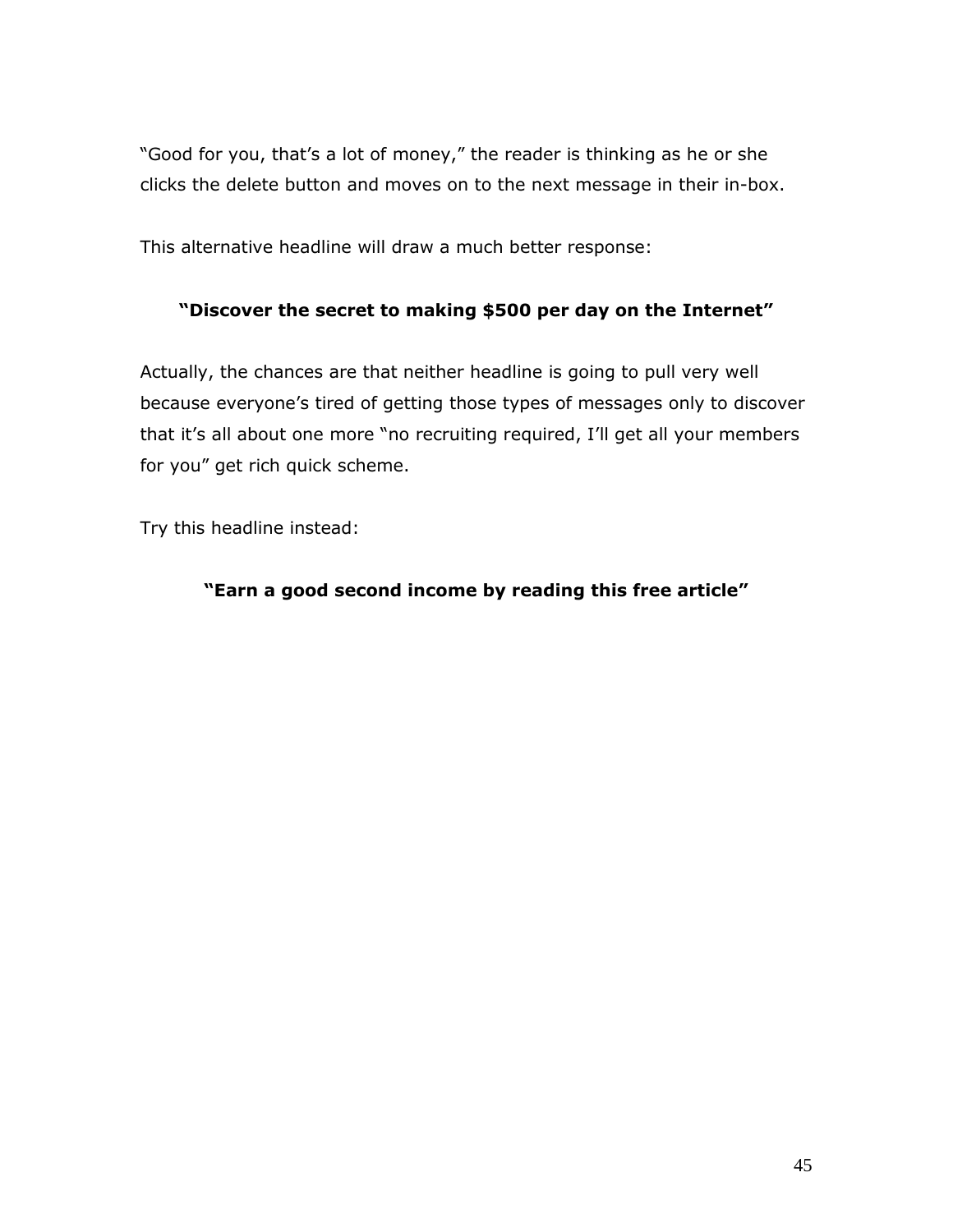"Good for you, that's a lot of money," the reader is thinking as he or she clicks the delete button and moves on to the next message in their in-box.

This alternative headline will draw a much better response:

**"Discover the secret to making $500 per day on the Internet"**

Actually, the chances are that neither headline is going to pull very well because everyone's tired of getting those types of messages only to discover that it's all about one more "no recruiting required, I'll get all your members for you" get rich quick scheme.

Try this headline instead:

**"Earn a good second income by reading this free article"**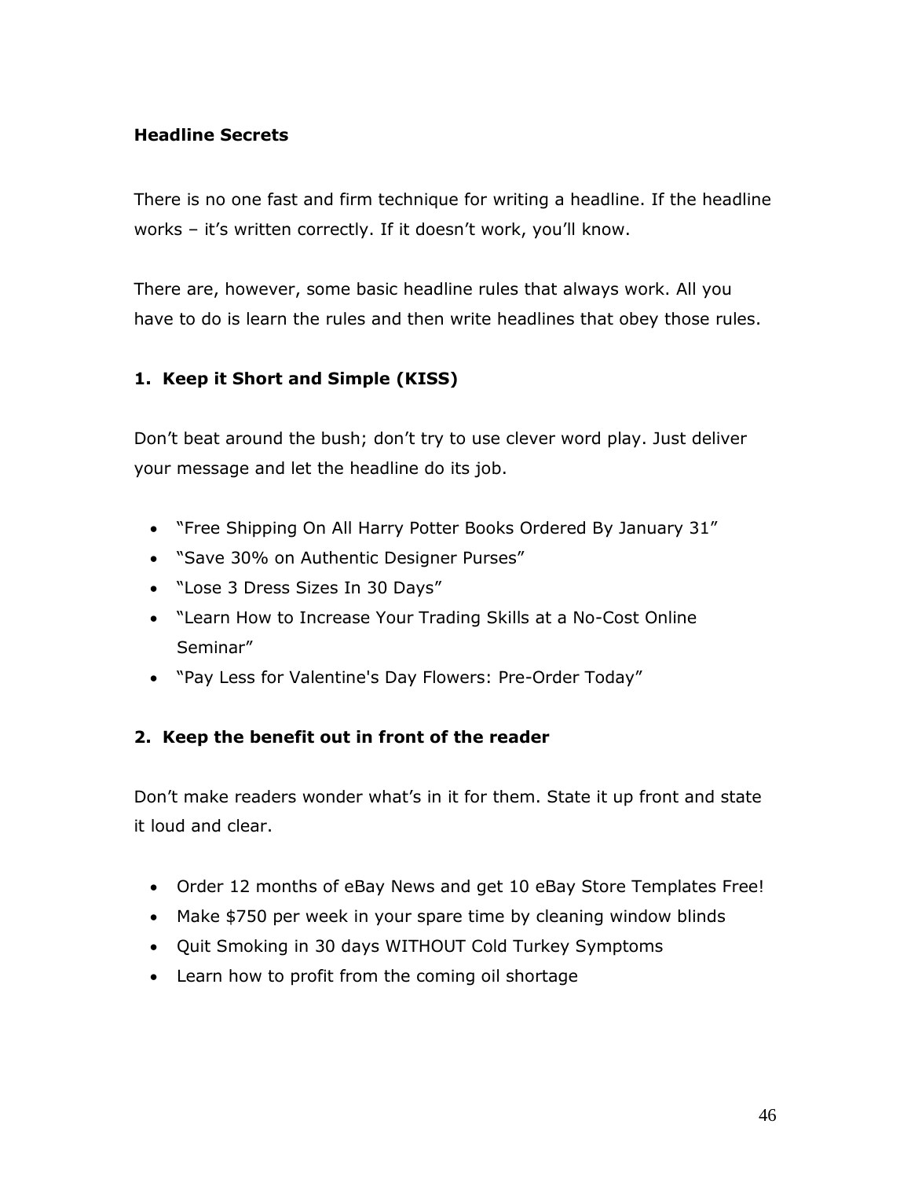## Headline Secrets

There is no one fast and firm technique for writing a headline. If the headline works – it's written correctly. If it doesn't work, you'll know.

There are, however, some basic headline rules that always work. All you have to do is learn the rules and then write headlines that obey those rules.

### 1. Keep it Short and Simple (KISS)

Don't beat around the bush; don't try to use clever word play. Just deliver your message and let the headline do its job.

- "Free Shipping On All Harry Potter Books Ordered By January 31"
- "Save 30% on Authentic Designer Purses"
- "Lose 3 Dress Sizes In 30 Days"
- "Learn How to Increase Your Trading Skills at a No-Cost Online Seminar"
- "Pay Less for Valentine's Day Flowers: Pre-Order Today"

### 2. Keep the benefit out in front of the reader

Don't make readers wonder what's in it for them. State it up front and state it loud and clear.

- Order 12 months of eBay News and get 10 eBay Store Templates Free!
- Make $750 per week in your spare time by cleaning window blinds
- Quit Smoking in 30 days WITHOUT Cold Turkey Symptoms
- Learn how to profit from the coming oil shortage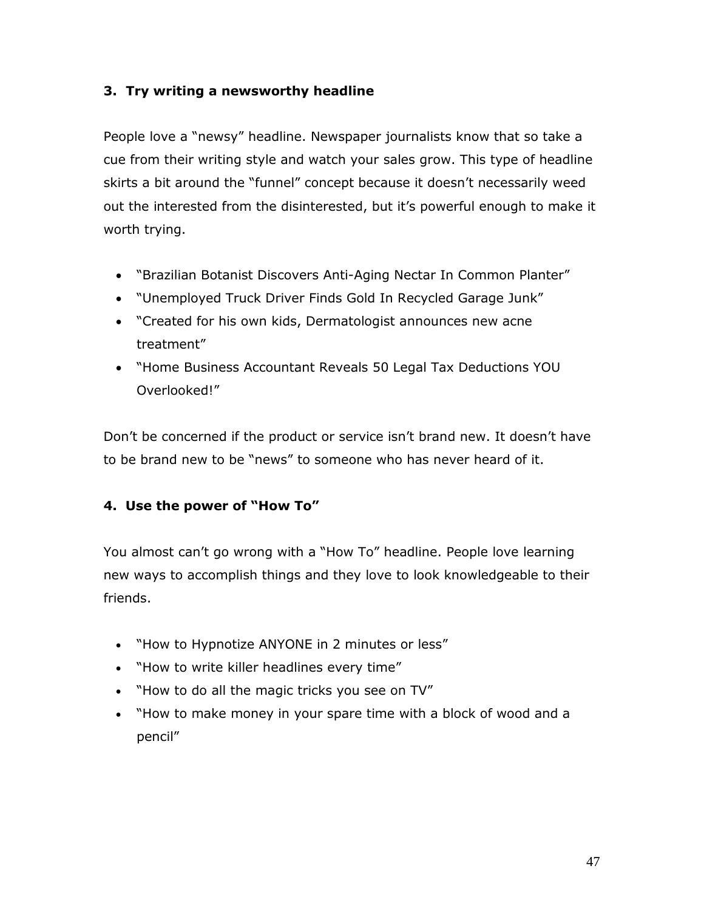### 3. Try writing a newsworthy headline

People love a "newsy" headline. Newspaper journalists know that so take a cue from their writing style and watch your sales grow. This type of headline skirts a bit around the "funnel" concept because it doesn't necessarily weed out the interested from the disinterested, but it's powerful enough to make it worth trying.

- "Brazilian Botanist Discovers Anti-Aging Nectar In Common Planter"
- "Unemployed Truck Driver Finds Gold In Recycled Garage Junk"
- "Created for his own kids, Dermatologist announces new acne treatment"
- "Home Business Accountant Reveals 50 Legal Tax Deductions YOU Overlooked!"

Don't be concerned if the product or service isn't brand new. It doesn't have to be brand new to be "news" to someone who has never heard of it.

### 4. Use the power of "How To"

You almost can't go wrong with a "How To" headline. People love learning new ways to accomplish things and they love to look knowledgeable to their friends.

- "How to Hypnotize ANYONE in 2 minutes or less"
- "How to write killer headlines every time"
- "How to do all the magic tricks you see on TV"
- "How to make money in your spare time with a block of wood and a pencil"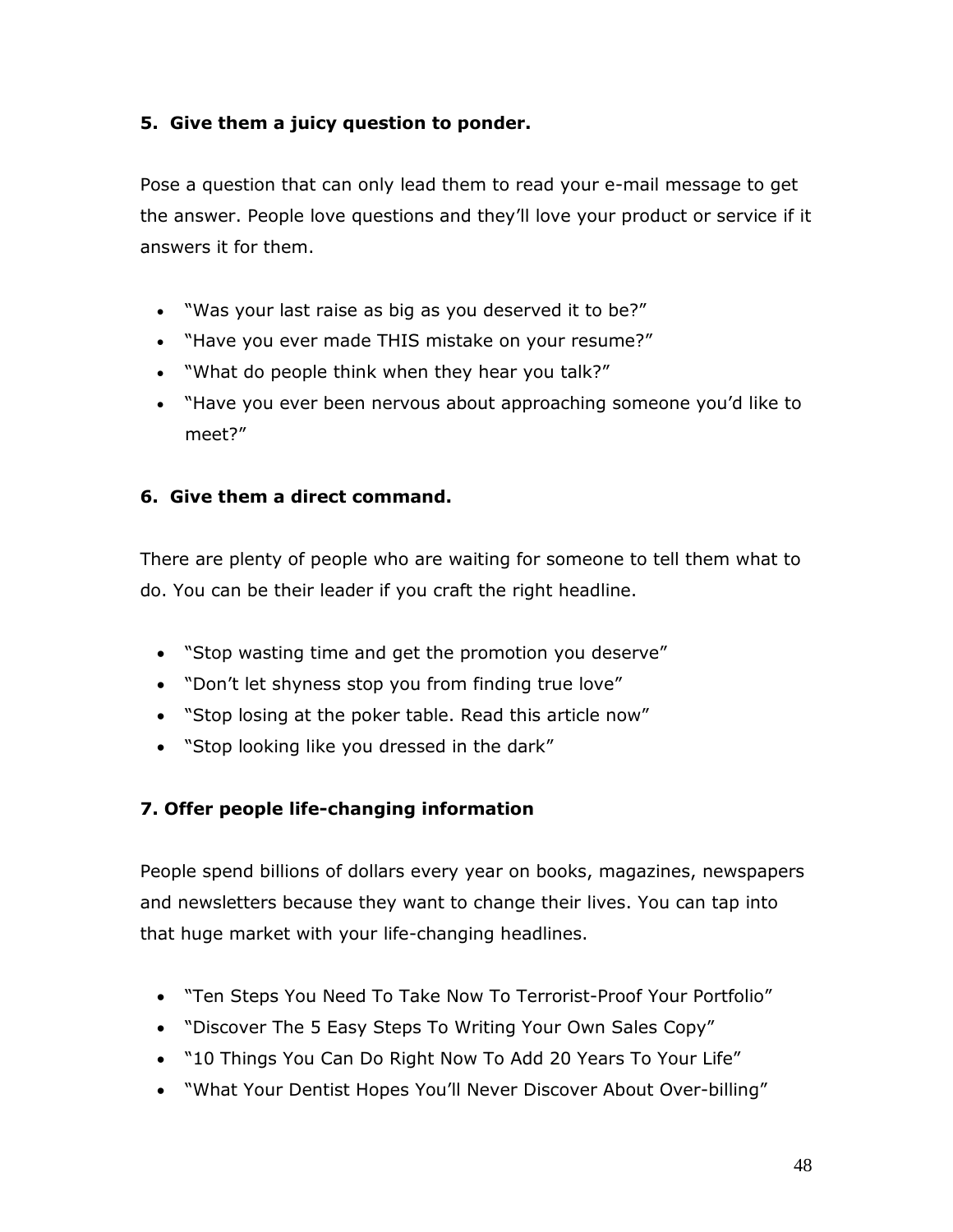**5. Give them a juicy question to ponder.**

Pose a question that can only lead them to read your e-mail message to get the answer. People love questions and they'll love your product or service if it answers it for them.

- "Was your last raise as big as you deserved it to be?"
- "Have you ever made THIS mistake on your resume?"
- "What do people think when they hear you talk?"
- "Have you ever been nervous about approaching someone you'd like to meet?"

**6. Give them a direct command.**

There are plenty of people who are waiting for someone to tell them what to do. You can be their leader if you craft the right headline.

- "Stop wasting time and get the promotion you deserve"
- "Don't let shyness stop you from finding true love"
- "Stop losing at the poker table. Read this article now"
- "Stop looking like you dressed in the dark"

**7. Offer people life-changing information**

People spend billions of dollars every year on books, magazines, newspapers and newsletters because they want to change their lives. You can tap into that huge market with your life-changing headlines.

- "Ten Steps You Need To Take Now To Terrorist-Proof Your Portfolio"
- "Discover The 5 Easy Steps To Writing Your Own Sales Copy"
- "10 Things You Can Do Right Now To Add 20 Years To Your Life"
- "What Your Dentist Hopes You'll Never Discover About Over-billing"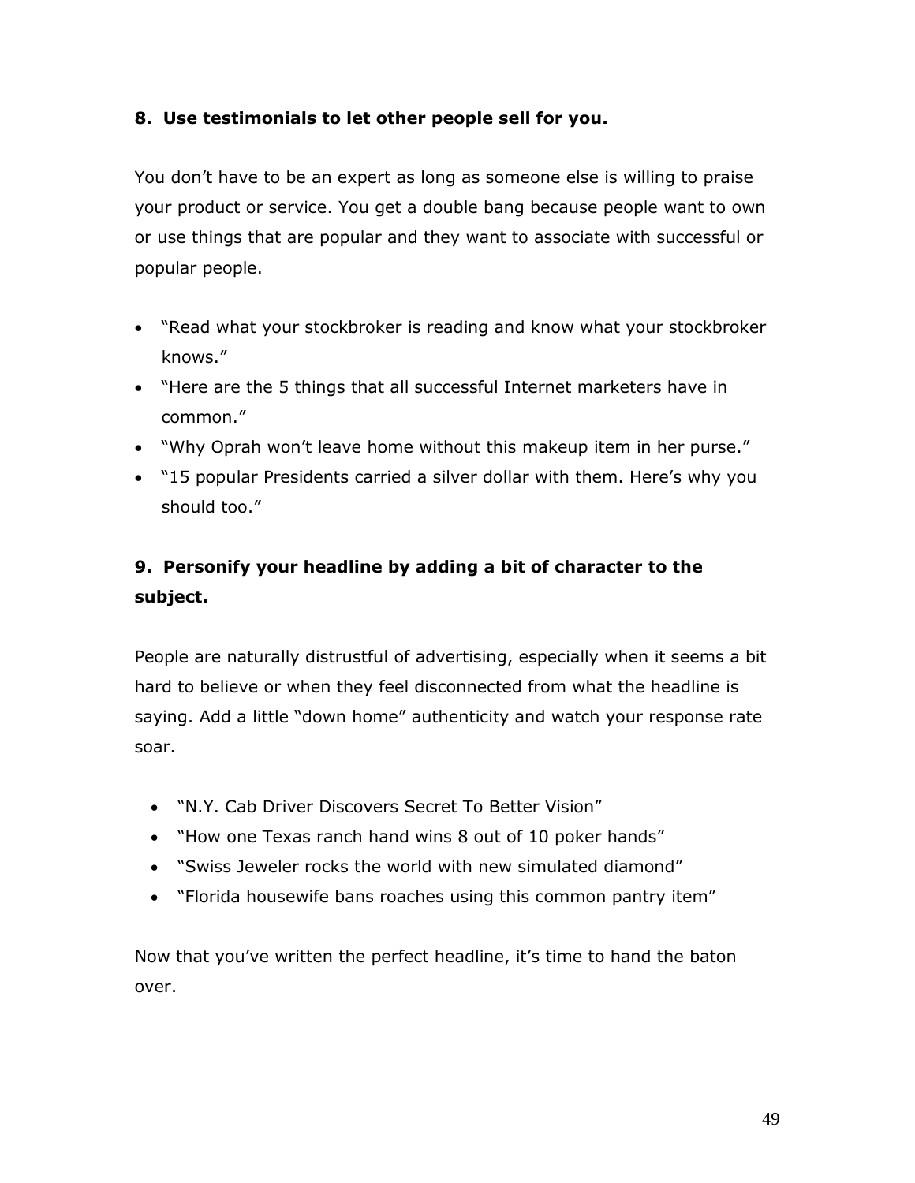**8. Use testimonials to let other people sell for you.**

You don't have to be an expert as long as someone else is willing to praise your product or service. You get a double bang because people want to own or use things that are popular and they want to associate with successful or popular people.

- "Read what your stockbroker is reading and know what your stockbroker knows."
- "Here are the 5 things that all successful Internet marketers have in common."
- "Why Oprah won't leave home without this makeup item in her purse."
- "15 popular Presidents carried a silver dollar with them. Here's why you should too."

**9. Personify your headline by adding a bit of character to the subject.**

People are naturally distrustful of advertising, especially when it seems a bit hard to believe or when they feel disconnected from what the headline is saying. Add a little "down home" authenticity and watch your response rate soar.

- "N.Y. Cab Driver Discovers Secret To Better Vision"
- "How one Texas ranch hand wins 8 out of 10 poker hands"
- "Swiss Jeweler rocks the world with new simulated diamond"
- "Florida housewife bans roaches using this common pantry item"

Now that you've written the perfect headline, it's time to hand the baton over.